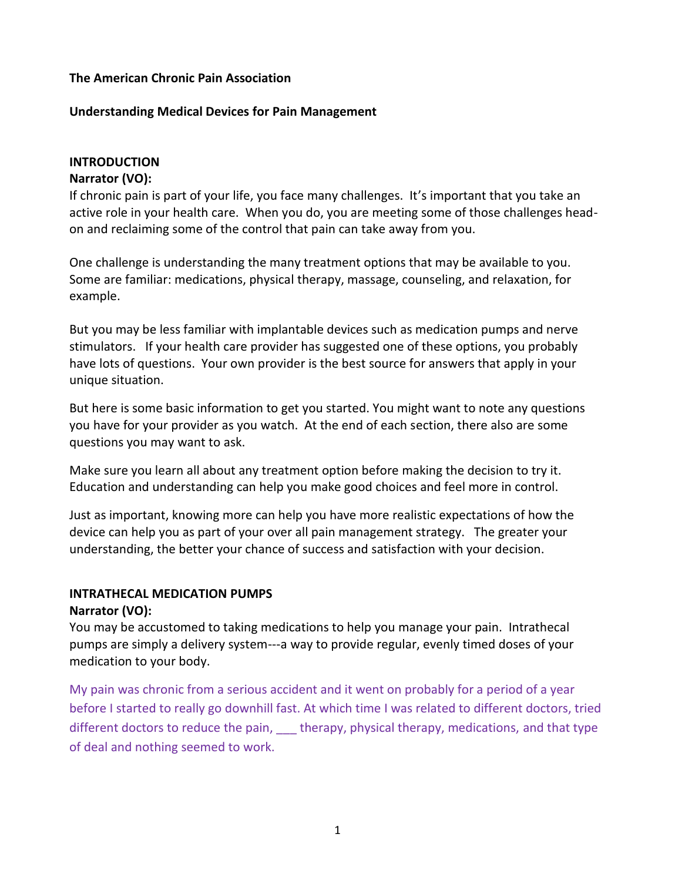**The American Chronic Pain Association**

**Understanding Medical Devices for Pain Management**

**INTRODUCTION**

**Narrator (VO):**

If chronic pain is part of your life, you face many challenges. It's important that you take an active role in your health care. When you do, you are meeting some of those challenges head-on and reclaiming some of the control that pain can take away from you.

One challenge is understanding the many treatment options that may be available to you. Some are familiar: medications, physical therapy, massage, counseling, and relaxation, for example.

But you may be less familiar with implantable devices such as medication pumps and nerve stimulators. If your health care provider has suggested one of these options, you probably have lots of questions. Your own provider is the best source for answers that apply in your unique situation.

But here is some basic information to get you started. You might want to note any questions you have for your provider as you watch. At the end of each section, there also are some questions you may want to ask.

Make sure you learn all about any treatment option before making the decision to try it. Education and understanding can help you make good choices and feel more in control.

Just as important, knowing more can help you have more realistic expectations of how the device can help you as part of your over all pain management strategy. The greater your understanding, the better your chance of success and satisfaction with your decision.

**INTRATHECAL MEDICATION PUMPS**

**Narrator (VO):**

You may be accustomed to taking medications to help you manage your pain. Intrathecal pumps are simply a delivery system---a way to provide regular, evenly timed doses of your medication to your body.

My pain was chronic from a serious accident and it went on probably for a period of a year before I started to really go downhill fast. At which time I was related to different doctors, tried different doctors to reduce the pain, ___ therapy, physical therapy, medications, and that type of deal and nothing seemed to work.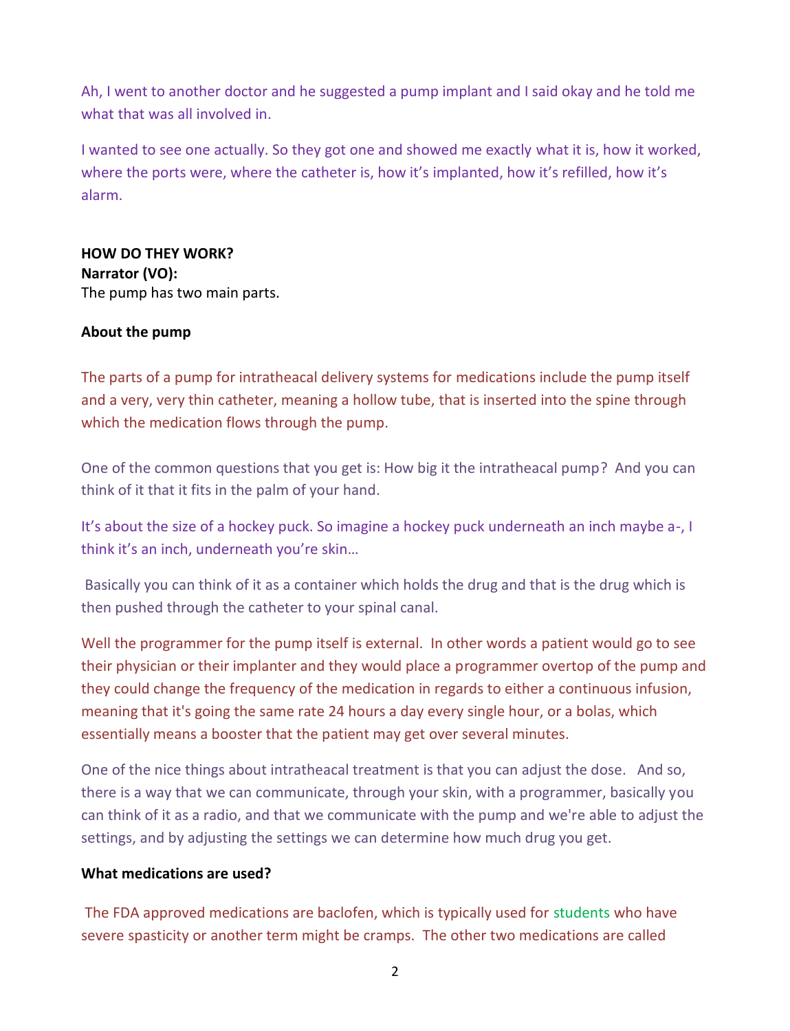Ah, I went to another doctor and he suggested a pump implant and I said okay and he told me what that was all involved in.

I wanted to see one actually. So they got one and showed me exactly what it is, how it worked, where the ports were, where the catheter is, how it's implanted, how it's refilled, how it's alarm.

**HOW DO THEY WORK?**
**Narrator (VO):**
The pump has two main parts.

**About the pump**

The parts of a pump for intratheacal delivery systems for medications include the pump itself and a very, very thin catheter, meaning a hollow tube, that is inserted into the spine through which the medication flows through the pump.

One of the common questions that you get is: How big it the intratheacal pump? And you can think of it that it fits in the palm of your hand.

It's about the size of a hockey puck. So imagine a hockey puck underneath an inch maybe a-, I think it's an inch, underneath you're skin…

Basically you can think of it as a container which holds the drug and that is the drug which is then pushed through the catheter to your spinal canal.

Well the programmer for the pump itself is external. In other words a patient would go to see their physician or their implanter and they would place a programmer overtop of the pump and they could change the frequency of the medication in regards to either a continuous infusion, meaning that it's going the same rate 24 hours a day every single hour, or a bolas, which essentially means a booster that the patient may get over several minutes.

One of the nice things about intratheacal treatment is that you can adjust the dose. And so, there is a way that we can communicate, through your skin, with a programmer, basically you can think of it as a radio, and that we communicate with the pump and we're able to adjust the settings, and by adjusting the settings we can determine how much drug you get.

**What medications are used?**

The FDA approved medications are baclofen, which is typically used for students who have severe spasticity or another term might be cramps. The other two medications are called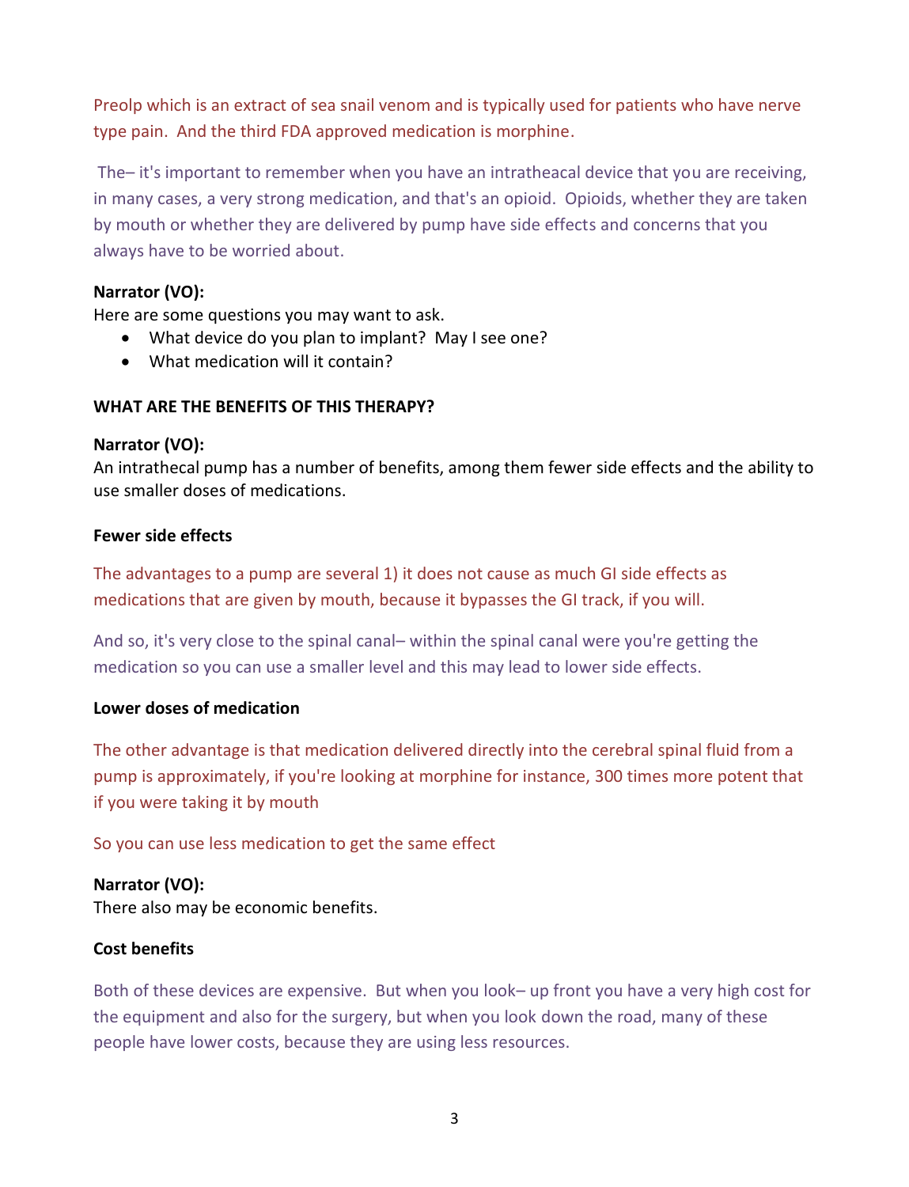Preolp which is an extract of sea snail venom and is typically used for patients who have nerve type pain. And the third FDA approved medication is morphine.

The– it's important to remember when you have an intratheacal device that you are receiving, in many cases, a very strong medication, and that's an opioid. Opioids, whether they are taken by mouth or whether they are delivered by pump have side effects and concerns that you always have to be worried about.

**Narrator (VO):**
Here are some questions you may want to ask.

- What device do you plan to implant? May I see one?
- What medication will it contain?

**WHAT ARE THE BENEFITS OF THIS THERAPY?**

**Narrator (VO):**
An intrathecal pump has a number of benefits, among them fewer side effects and the ability to use smaller doses of medications.

**Fewer side effects**

The advantages to a pump are several 1) it does not cause as much GI side effects as medications that are given by mouth, because it bypasses the GI track, if you will.

And so, it's very close to the spinal canal– within the spinal canal were you're getting the medication so you can use a smaller level and this may lead to lower side effects.

**Lower doses of medication**

The other advantage is that medication delivered directly into the cerebral spinal fluid from a pump is approximately, if you're looking at morphine for instance, 300 times more potent that if you were taking it by mouth

So you can use less medication to get the same effect

**Narrator (VO):**
There also may be economic benefits.

**Cost benefits**

Both of these devices are expensive. But when you look– up front you have a very high cost for the equipment and also for the surgery, but when you look down the road, many of these people have lower costs, because they are using less resources.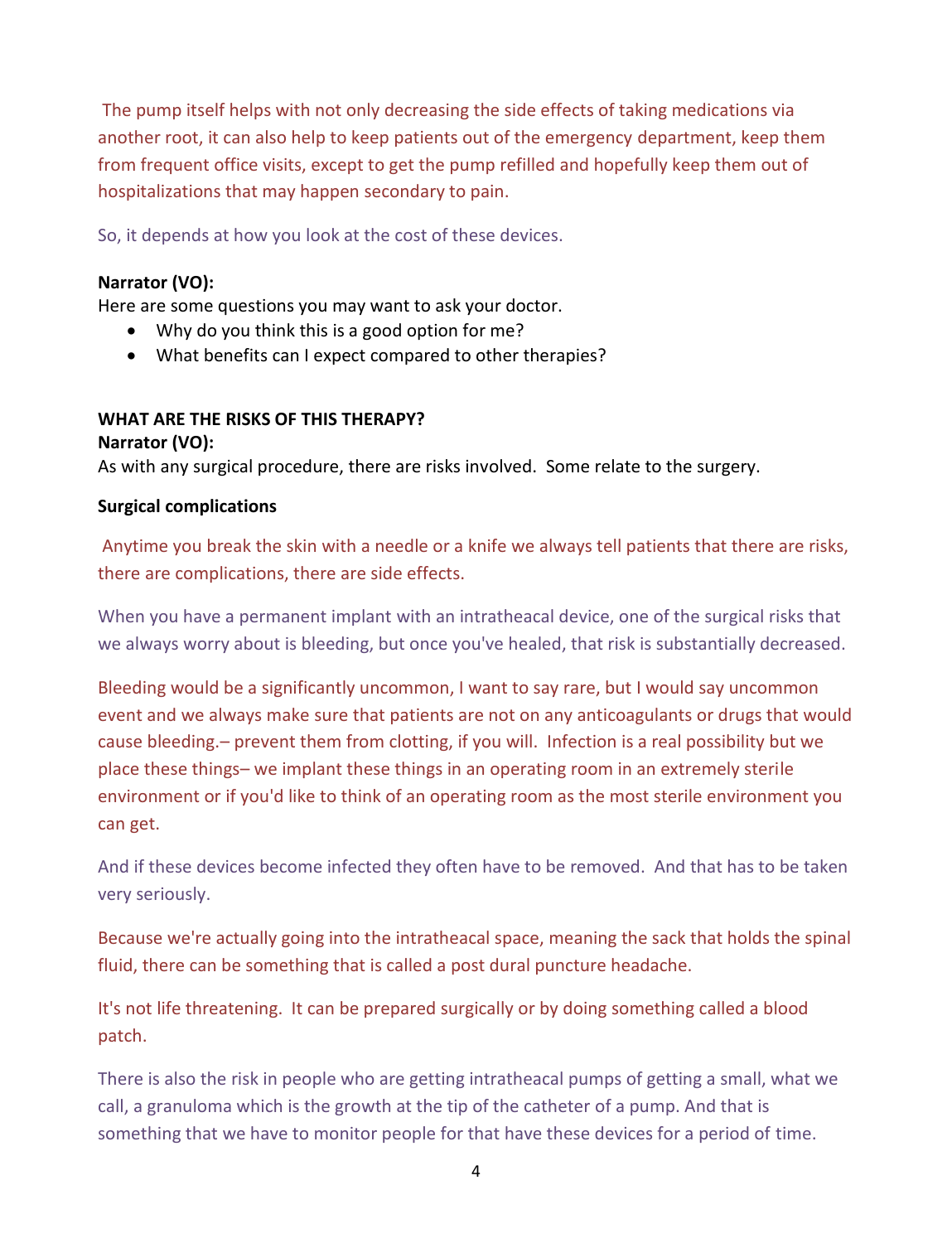The pump itself helps with not only decreasing the side effects of taking medications via another root, it can also help to keep patients out of the emergency department, keep them from frequent office visits, except to get the pump refilled and hopefully keep them out of hospitalizations that may happen secondary to pain.

So, it depends at how you look at the cost of these devices.

**Narrator (VO):**
Here are some questions you may want to ask your doctor.

- Why do you think this is a good option for me?
- What benefits can I expect compared to other therapies?

**WHAT ARE THE RISKS OF THIS THERAPY?**

**Narrator (VO):**
As with any surgical procedure, there are risks involved. Some relate to the surgery.

**Surgical complications**

Anytime you break the skin with a needle or a knife we always tell patients that there are risks, there are complications, there are side effects.

When you have a permanent implant with an intratheacal device, one of the surgical risks that we always worry about is bleeding, but once you've healed, that risk is substantially decreased.

Bleeding would be a significantly uncommon, I want to say rare, but I would say uncommon event and we always make sure that patients are not on any anticoagulants or drugs that would cause bleeding.– prevent them from clotting, if you will. Infection is a real possibility but we place these things– we implant these things in an operating room in an extremely sterile environment or if you'd like to think of an operating room as the most sterile environment you can get.

And if these devices become infected they often have to be removed. And that has to be taken very seriously.

Because we're actually going into the intratheacal space, meaning the sack that holds the spinal fluid, there can be something that is called a post dural puncture headache.

It's not life threatening. It can be prepared surgically or by doing something called a blood patch.

There is also the risk in people who are getting intratheacal pumps of getting a small, what we call, a granuloma which is the growth at the tip of the catheter of a pump. And that is something that we have to monitor people for that have these devices for a period of time.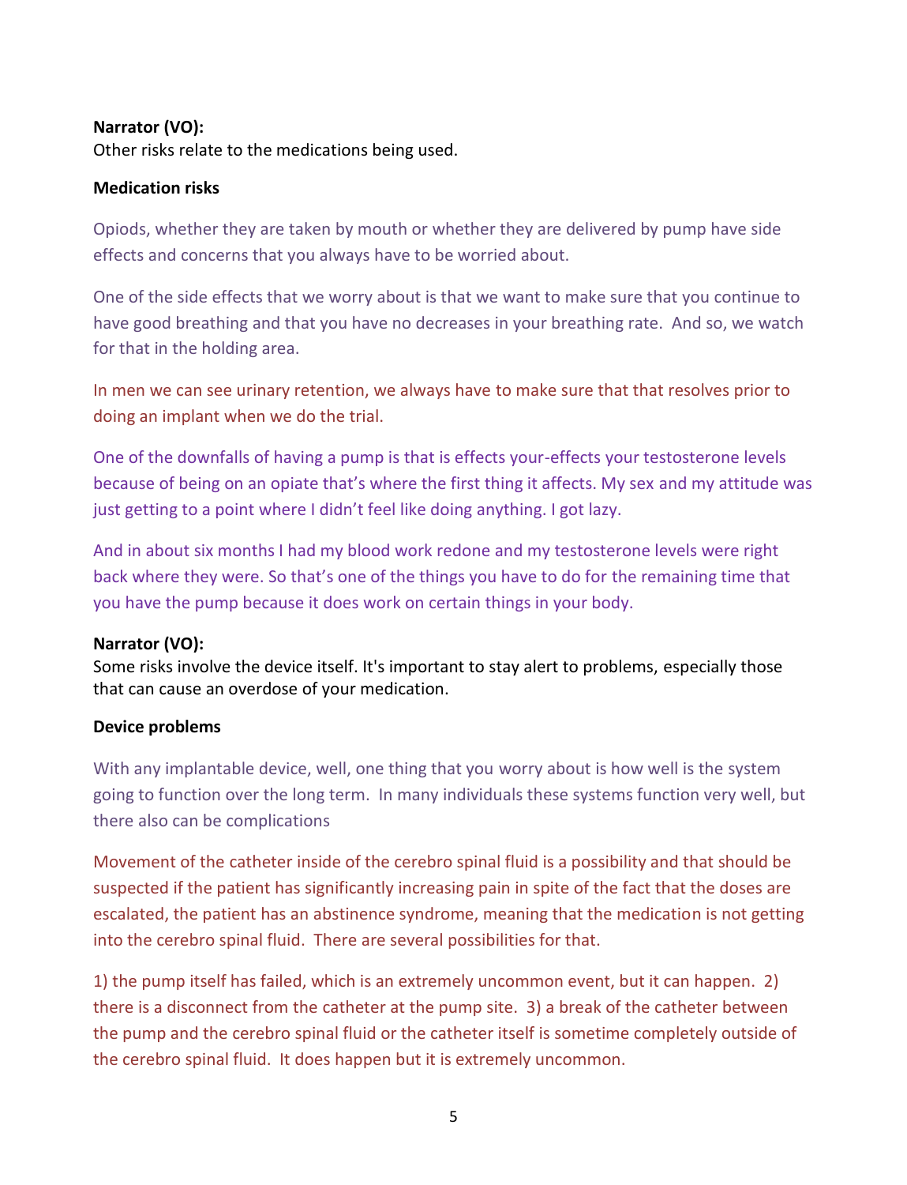**Narrator (VO):**
Other risks relate to the medications being used.

**Medication risks**

Opiods, whether they are taken by mouth or whether they are delivered by pump have side effects and concerns that you always have to be worried about.

One of the side effects that we worry about is that we want to make sure that you continue to have good breathing and that you have no decreases in your breathing rate. And so, we watch for that in the holding area.

In men we can see urinary retention, we always have to make sure that that resolves prior to doing an implant when we do the trial.

One of the downfalls of having a pump is that is effects your-effects your testosterone levels because of being on an opiate that's where the first thing it affects. My sex and my attitude was just getting to a point where I didn't feel like doing anything. I got lazy.

And in about six months I had my blood work redone and my testosterone levels were right back where they were. So that's one of the things you have to do for the remaining time that you have the pump because it does work on certain things in your body.

**Narrator (VO):**
Some risks involve the device itself. It's important to stay alert to problems, especially those that can cause an overdose of your medication.

**Device problems**

With any implantable device, well, one thing that you worry about is how well is the system going to function over the long term. In many individuals these systems function very well, but there also can be complications

Movement of the catheter inside of the cerebro spinal fluid is a possibility and that should be suspected if the patient has significantly increasing pain in spite of the fact that the doses are escalated, the patient has an abstinence syndrome, meaning that the medication is not getting into the cerebro spinal fluid. There are several possibilities for that.

1) the pump itself has failed, which is an extremely uncommon event, but it can happen. 2) there is a disconnect from the catheter at the pump site. 3) a break of the catheter between the pump and the cerebro spinal fluid or the catheter itself is sometime completely outside of the cerebro spinal fluid. It does happen but it is extremely uncommon.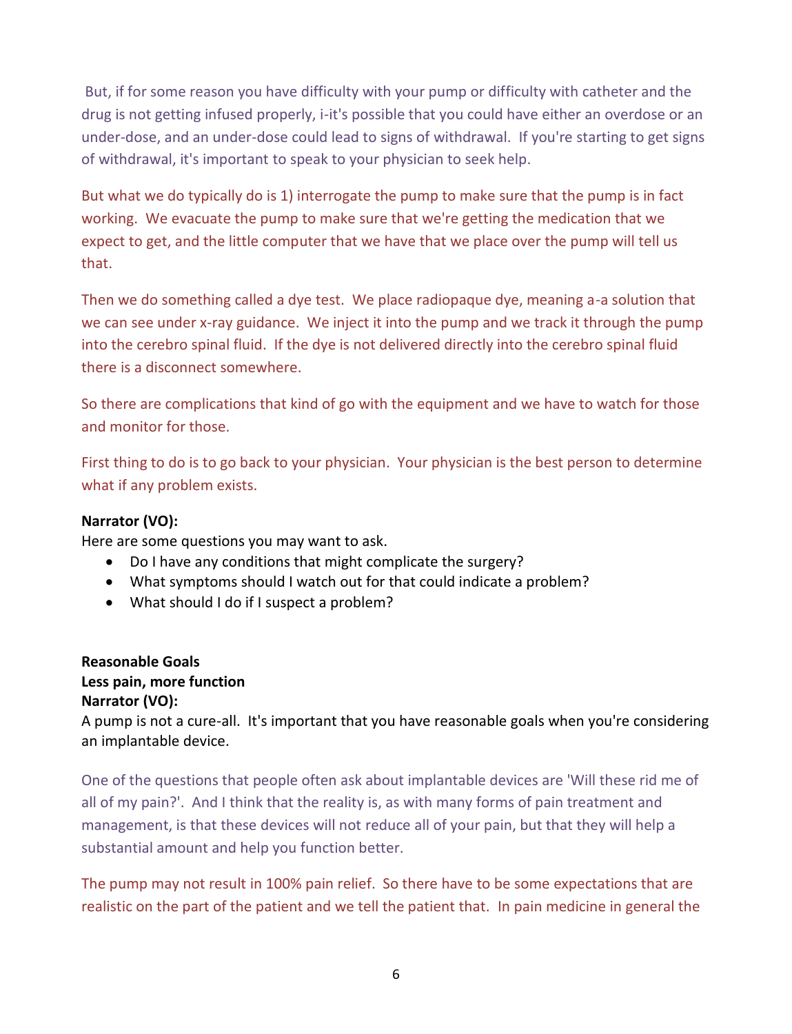But, if for some reason you have difficulty with your pump or difficulty with catheter and the drug is not getting infused properly, i-it's possible that you could have either an overdose or an under-dose, and an under-dose could lead to signs of withdrawal. If you're starting to get signs of withdrawal, it's important to speak to your physician to seek help.

But what we do typically do is 1) interrogate the pump to make sure that the pump is in fact working. We evacuate the pump to make sure that we're getting the medication that we expect to get, and the little computer that we have that we place over the pump will tell us that.

Then we do something called a dye test. We place radiopaque dye, meaning a-a solution that we can see under x-ray guidance. We inject it into the pump and we track it through the pump into the cerebro spinal fluid. If the dye is not delivered directly into the cerebro spinal fluid there is a disconnect somewhere.

So there are complications that kind of go with the equipment and we have to watch for those and monitor for those.

First thing to do is to go back to your physician. Your physician is the best person to determine what if any problem exists.

**Narrator (VO):**
Here are some questions you may want to ask.

- Do I have any conditions that might complicate the surgery?
- What symptoms should I watch out for that could indicate a problem?
- What should I do if I suspect a problem?

**Reasonable Goals**
**Less pain, more function**
**Narrator (VO):**
A pump is not a cure-all. It's important that you have reasonable goals when you're considering an implantable device.

One of the questions that people often ask about implantable devices are 'Will these rid me of all of my pain?'. And I think that the reality is, as with many forms of pain treatment and management, is that these devices will not reduce all of your pain, but that they will help a substantial amount and help you function better.

The pump may not result in 100% pain relief. So there have to be some expectations that are realistic on the part of the patient and we tell the patient that. In pain medicine in general the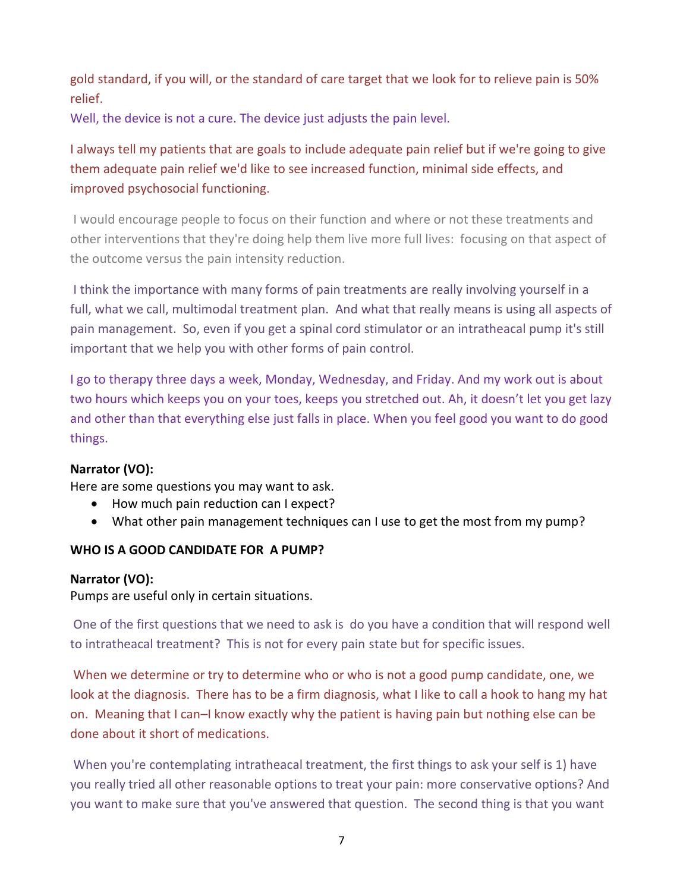gold standard, if you will, or the standard of care target that we look for to relieve pain is 50% relief.

Well, the device is not a cure. The device just adjusts the pain level.

I always tell my patients that are goals to include adequate pain relief but if we're going to give them adequate pain relief we'd like to see increased function, minimal side effects, and improved psychosocial functioning.

I would encourage people to focus on their function and where or not these treatments and other interventions that they're doing help them live more full lives: focusing on that aspect of the outcome versus the pain intensity reduction.

I think the importance with many forms of pain treatments are really involving yourself in a full, what we call, multimodal treatment plan. And what that really means is using all aspects of pain management. So, even if you get a spinal cord stimulator or an intratheacal pump it's still important that we help you with other forms of pain control.

I go to therapy three days a week, Monday, Wednesday, and Friday. And my work out is about two hours which keeps you on your toes, keeps you stretched out. Ah, it doesn't let you get lazy and other than that everything else just falls in place. When you feel good you want to do good things.

**Narrator (VO):**
Here are some questions you may want to ask.

- How much pain reduction can I expect?
- What other pain management techniques can I use to get the most from my pump?

**WHO IS A GOOD CANDIDATE FOR A PUMP?**

**Narrator (VO):**
Pumps are useful only in certain situations.

One of the first questions that we need to ask is do you have a condition that will respond well to intratheacal treatment? This is not for every pain state but for specific issues.

When we determine or try to determine who or who is not a good pump candidate, one, we look at the diagnosis. There has to be a firm diagnosis, what I like to call a hook to hang my hat on. Meaning that I can–I know exactly why the patient is having pain but nothing else can be done about it short of medications.

When you're contemplating intratheacal treatment, the first things to ask your self is 1) have you really tried all other reasonable options to treat your pain: more conservative options? And you want to make sure that you've answered that question. The second thing is that you want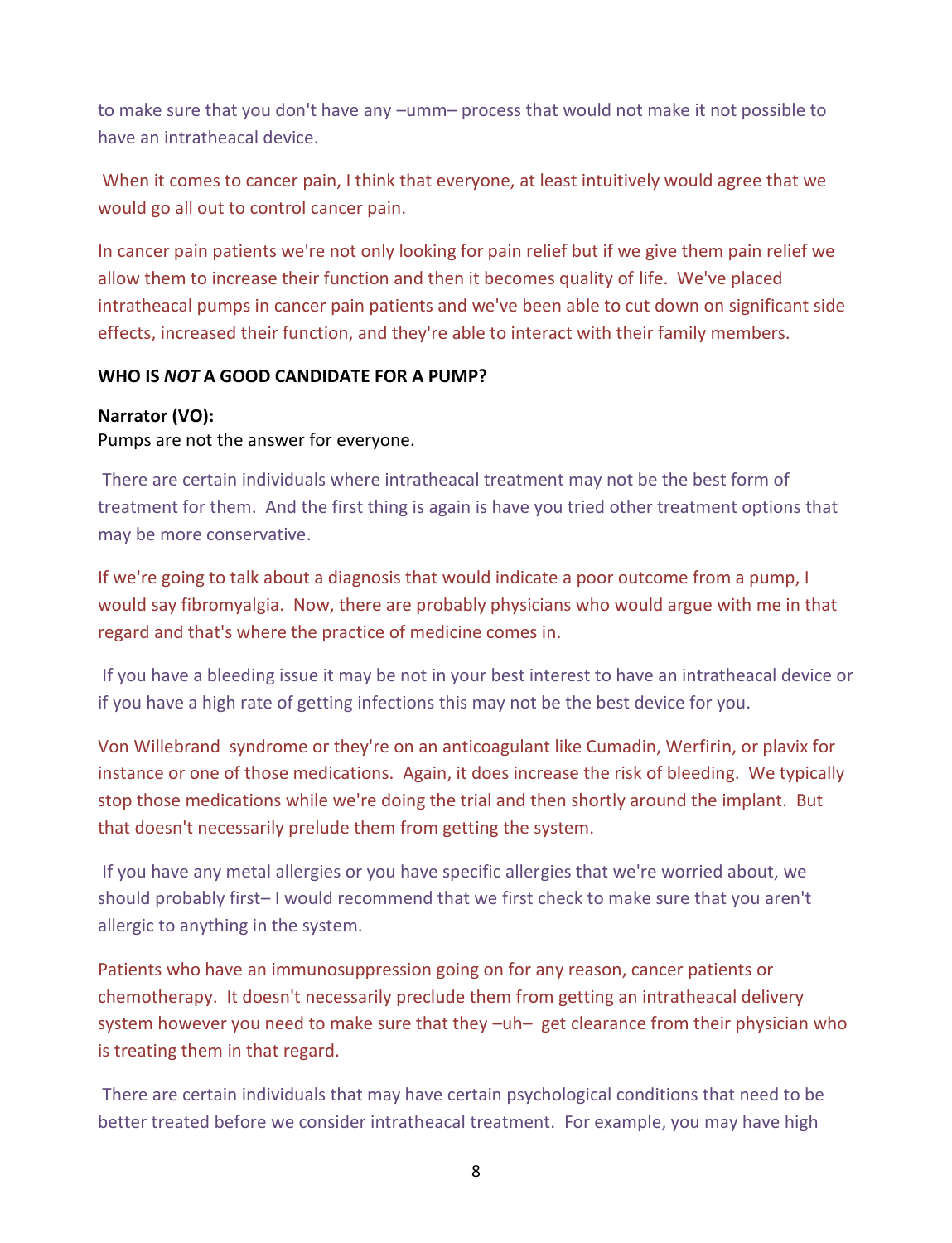to make sure that you don't have any –umm– process that would not make it not possible to have an intratheacal device.

When it comes to cancer pain, I think that everyone, at least intuitively would agree that we would go all out to control cancer pain.

In cancer pain patients we're not only looking for pain relief but if we give them pain relief we allow them to increase their function and then it becomes quality of life. We've placed intratheacal pumps in cancer pain patients and we've been able to cut down on significant side effects, increased their function, and they're able to interact with their family members.

**WHO IS *NOT* A GOOD CANDIDATE FOR A PUMP?**

**Narrator (VO):**
Pumps are not the answer for everyone.

There are certain individuals where intratheacal treatment may not be the best form of treatment for them. And the first thing is again is have you tried other treatment options that may be more conservative.

If we're going to talk about a diagnosis that would indicate a poor outcome from a pump, I would say fibromyalgia. Now, there are probably physicians who would argue with me in that regard and that's where the practice of medicine comes in.

If you have a bleeding issue it may be not in your best interest to have an intratheacal device or if you have a high rate of getting infections this may not be the best device for you.

Von Willebrand syndrome or they're on an anticoagulant like Cumadin, Werfirin, or plavix for instance or one of those medications. Again, it does increase the risk of bleeding. We typically stop those medications while we're doing the trial and then shortly around the implant. But that doesn't necessarily prelude them from getting the system.

If you have any metal allergies or you have specific allergies that we're worried about, we should probably first– I would recommend that we first check to make sure that you aren't allergic to anything in the system.

Patients who have an immunosuppression going on for any reason, cancer patients or chemotherapy. It doesn't necessarily preclude them from getting an intratheacal delivery system however you need to make sure that they –uh– get clearance from their physician who is treating them in that regard.

There are certain individuals that may have certain psychological conditions that need to be better treated before we consider intratheacal treatment. For example, you may have high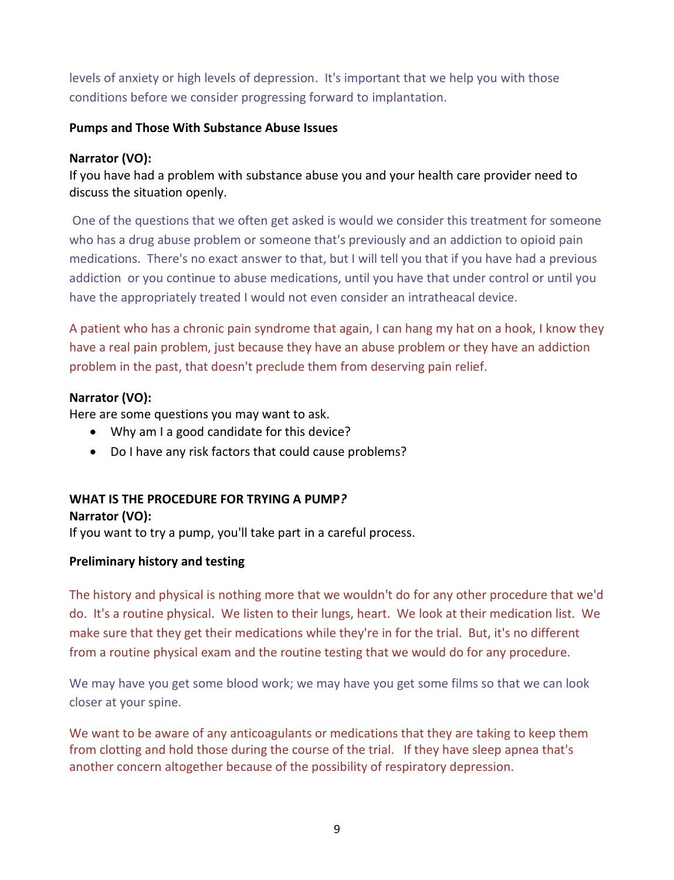levels of anxiety or high levels of depression. It's important that we help you with those conditions before we consider progressing forward to implantation.

**Pumps and Those With Substance Abuse Issues**

**Narrator (VO):**
If you have had a problem with substance abuse you and your health care provider need to discuss the situation openly.

One of the questions that we often get asked is would we consider this treatment for someone who has a drug abuse problem or someone that's previously and an addiction to opioid pain medications. There's no exact answer to that, but I will tell you that if you have had a previous addiction or you continue to abuse medications, until you have that under control or until you have the appropriately treated I would not even consider an intratheacal device.

A patient who has a chronic pain syndrome that again, I can hang my hat on a hook, I know they have a real pain problem, just because they have an abuse problem or they have an addiction problem in the past, that doesn't preclude them from deserving pain relief.

**Narrator (VO):**
Here are some questions you may want to ask.

- Why am I a good candidate for this device?
- Do I have any risk factors that could cause problems?

**WHAT IS THE PROCEDURE FOR TRYING A PUMP?**

**Narrator (VO):**
If you want to try a pump, you'll take part in a careful process.

**Preliminary history and testing**

The history and physical is nothing more that we wouldn't do for any other procedure that we'd do. It's a routine physical. We listen to their lungs, heart. We look at their medication list. We make sure that they get their medications while they're in for the trial. But, it's no different from a routine physical exam and the routine testing that we would do for any procedure.

We may have you get some blood work; we may have you get some films so that we can look closer at your spine.

We want to be aware of any anticoagulants or medications that they are taking to keep them from clotting and hold those during the course of the trial. If they have sleep apnea that's another concern altogether because of the possibility of respiratory depression.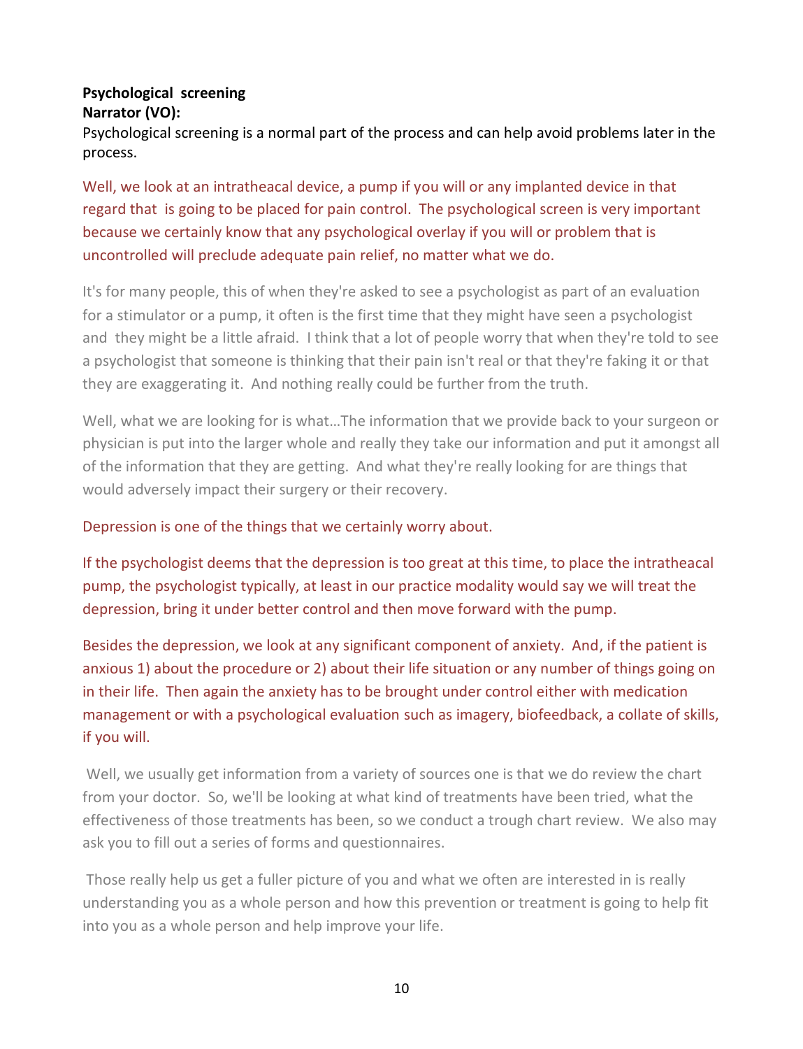**Psychological screening**

**Narrator (VO):**

Psychological screening is a normal part of the process and can help avoid problems later in the process.

Well, we look at an intratheacal device, a pump if you will or any implanted device in that regard that is going to be placed for pain control. The psychological screen is very important because we certainly know that any psychological overlay if you will or problem that is uncontrolled will preclude adequate pain relief, no matter what we do.

It's for many people, this of when they're asked to see a psychologist as part of an evaluation for a stimulator or a pump, it often is the first time that they might have seen a psychologist and they might be a little afraid. I think that a lot of people worry that when they're told to see a psychologist that someone is thinking that their pain isn't real or that they're faking it or that they are exaggerating it. And nothing really could be further from the truth.

Well, what we are looking for is what…The information that we provide back to your surgeon or physician is put into the larger whole and really they take our information and put it amongst all of the information that they are getting. And what they're really looking for are things that would adversely impact their surgery or their recovery.

Depression is one of the things that we certainly worry about.

If the psychologist deems that the depression is too great at this time, to place the intratheacal pump, the psychologist typically, at least in our practice modality would say we will treat the depression, bring it under better control and then move forward with the pump.

Besides the depression, we look at any significant component of anxiety. And, if the patient is anxious 1) about the procedure or 2) about their life situation or any number of things going on in their life. Then again the anxiety has to be brought under control either with medication management or with a psychological evaluation such as imagery, biofeedback, a collate of skills, if you will.

Well, we usually get information from a variety of sources one is that we do review the chart from your doctor. So, we'll be looking at what kind of treatments have been tried, what the effectiveness of those treatments has been, so we conduct a trough chart review. We also may ask you to fill out a series of forms and questionnaires.

Those really help us get a fuller picture of you and what we often are interested in is really understanding you as a whole person and how this prevention or treatment is going to help fit into you as a whole person and help improve your life.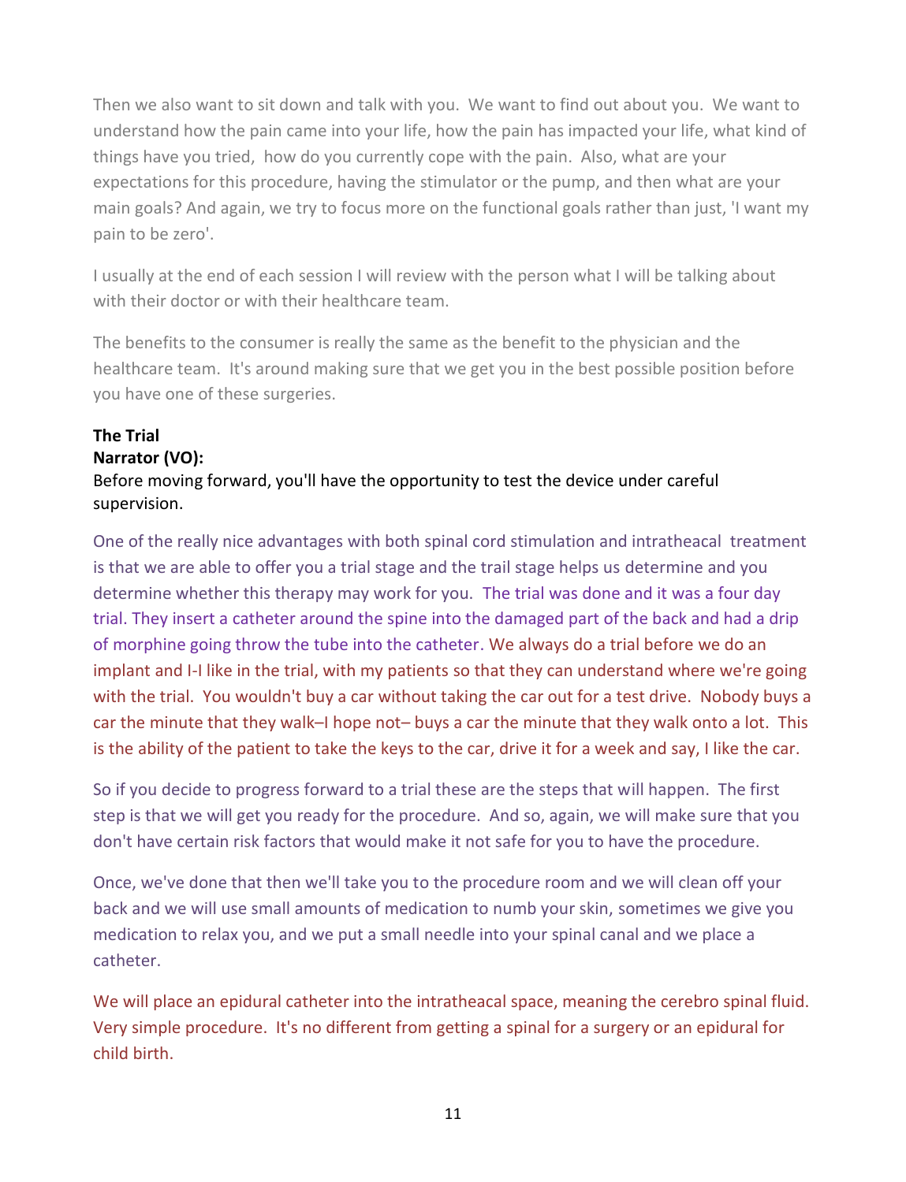Then we also want to sit down and talk with you. We want to find out about you. We want to understand how the pain came into your life, how the pain has impacted your life, what kind of things have you tried, how do you currently cope with the pain. Also, what are your expectations for this procedure, having the stimulator or the pump, and then what are your main goals? And again, we try to focus more on the functional goals rather than just, 'I want my pain to be zero'.

I usually at the end of each session I will review with the person what I will be talking about with their doctor or with their healthcare team.

The benefits to the consumer is really the same as the benefit to the physician and the healthcare team. It's around making sure that we get you in the best possible position before you have one of these surgeries.

**The Trial**
**Narrator (VO):**
Before moving forward, you'll have the opportunity to test the device under careful supervision.

One of the really nice advantages with both spinal cord stimulation and intratheacal treatment is that we are able to offer you a trial stage and the trail stage helps us determine and you determine whether this therapy may work for you. The trial was done and it was a four day trial. They insert a catheter around the spine into the damaged part of the back and had a drip of morphine going throw the tube into the catheter. We always do a trial before we do an implant and I-I like in the trial, with my patients so that they can understand where we're going with the trial. You wouldn't buy a car without taking the car out for a test drive. Nobody buys a car the minute that they walk–I hope not– buys a car the minute that they walk onto a lot. This is the ability of the patient to take the keys to the car, drive it for a week and say, I like the car.

So if you decide to progress forward to a trial these are the steps that will happen. The first step is that we will get you ready for the procedure. And so, again, we will make sure that you don't have certain risk factors that would make it not safe for you to have the procedure.

Once, we've done that then we'll take you to the procedure room and we will clean off your back and we will use small amounts of medication to numb your skin, sometimes we give you medication to relax you, and we put a small needle into your spinal canal and we place a catheter.

We will place an epidural catheter into the intratheacal space, meaning the cerebro spinal fluid. Very simple procedure. It's no different from getting a spinal for a surgery or an epidural for child birth.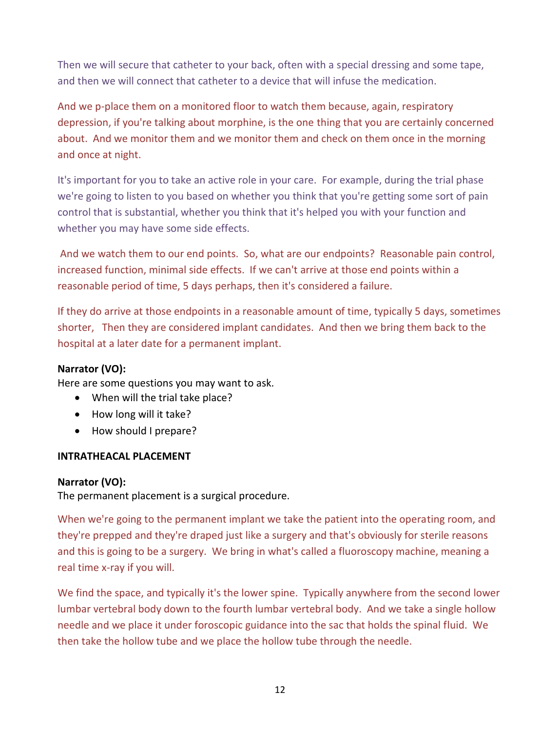Then we will secure that catheter to your back, often with a special dressing and some tape, and then we will connect that catheter to a device that will infuse the medication.

And we p-place them on a monitored floor to watch them because, again, respiratory depression, if you're talking about morphine, is the one thing that you are certainly concerned about. And we monitor them and we monitor them and check on them once in the morning and once at night.

It's important for you to take an active role in your care. For example, during the trial phase we're going to listen to you based on whether you think that you're getting some sort of pain control that is substantial, whether you think that it's helped you with your function and whether you may have some side effects.

And we watch them to our end points. So, what are our endpoints? Reasonable pain control, increased function, minimal side effects. If we can't arrive at those end points within a reasonable period of time, 5 days perhaps, then it's considered a failure.

If they do arrive at those endpoints in a reasonable amount of time, typically 5 days, sometimes shorter, Then they are considered implant candidates. And then we bring them back to the hospital at a later date for a permanent implant.

**Narrator (VO):**
Here are some questions you may want to ask.

- When will the trial take place?
- How long will it take?
- How should I prepare?

**INTRATHEACAL PLACEMENT**

**Narrator (VO):**
The permanent placement is a surgical procedure.

When we're going to the permanent implant we take the patient into the operating room, and they're prepped and they're draped just like a surgery and that's obviously for sterile reasons and this is going to be a surgery. We bring in what's called a fluoroscopy machine, meaning a real time x-ray if you will.

We find the space, and typically it's the lower spine. Typically anywhere from the second lower lumbar vertebral body down to the fourth lumbar vertebral body. And we take a single hollow needle and we place it under foroscopic guidance into the sac that holds the spinal fluid. We then take the hollow tube and we place the hollow tube through the needle.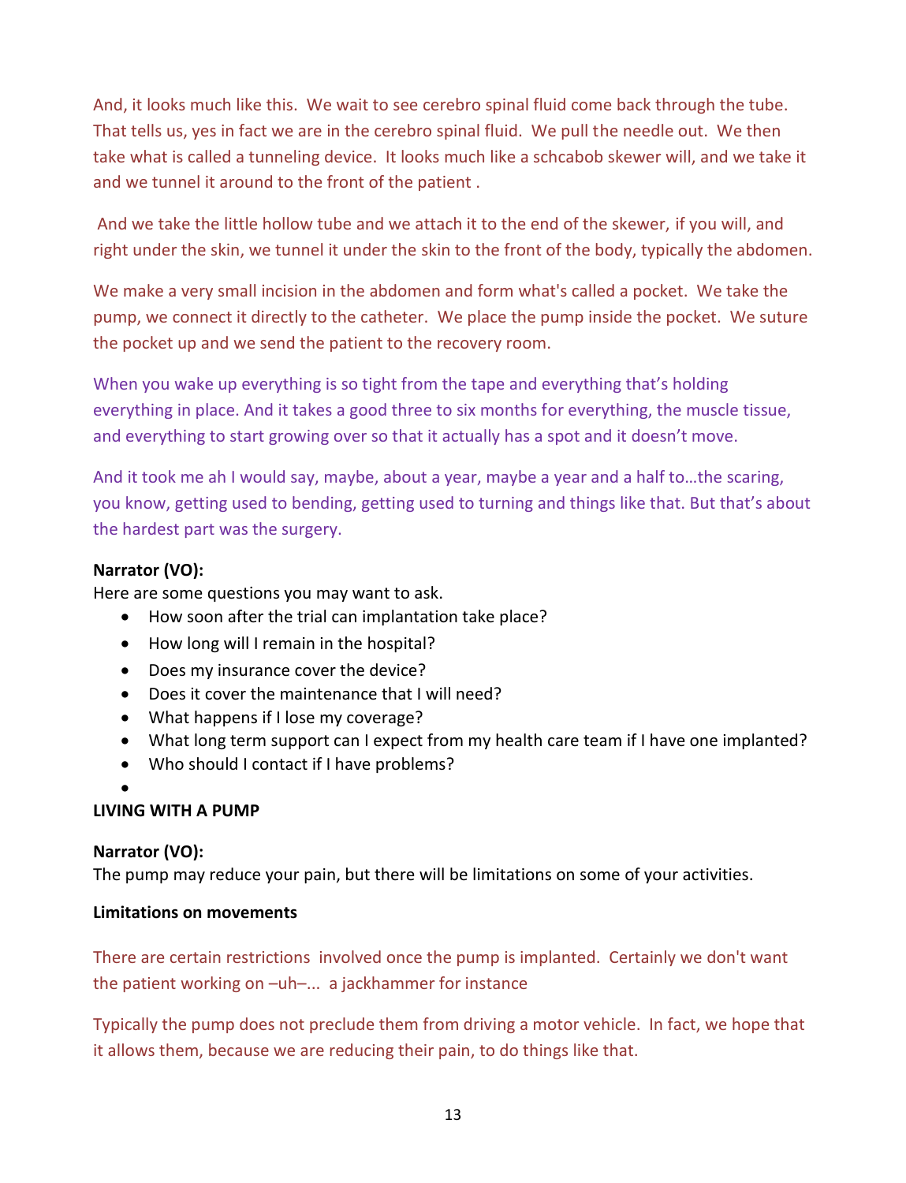And, it looks much like this. We wait to see cerebro spinal fluid come back through the tube. That tells us, yes in fact we are in the cerebro spinal fluid. We pull the needle out. We then take what is called a tunneling device. It looks much like a schcabob skewer will, and we take it and we tunnel it around to the front of the patient .

And we take the little hollow tube and we attach it to the end of the skewer, if you will, and right under the skin, we tunnel it under the skin to the front of the body, typically the abdomen.

We make a very small incision in the abdomen and form what's called a pocket. We take the pump, we connect it directly to the catheter. We place the pump inside the pocket. We suture the pocket up and we send the patient to the recovery room.

When you wake up everything is so tight from the tape and everything that's holding everything in place. And it takes a good three to six months for everything, the muscle tissue, and everything to start growing over so that it actually has a spot and it doesn't move.

And it took me ah I would say, maybe, about a year, maybe a year and a half to…the scaring, you know, getting used to bending, getting used to turning and things like that. But that's about the hardest part was the surgery.

**Narrator (VO):**
Here are some questions you may want to ask.

- How soon after the trial can implantation take place?
- How long will I remain in the hospital?
- Does my insurance cover the device?
- Does it cover the maintenance that I will need?
- What happens if I lose my coverage?
- What long term support can I expect from my health care team if I have one implanted?
- Who should I contact if I have problems?

**LIVING WITH A PUMP**

**Narrator (VO):**
The pump may reduce your pain, but there will be limitations on some of your activities.

**Limitations on movements**

There are certain restrictions involved once the pump is implanted. Certainly we don't want the patient working on –uh–... a jackhammer for instance

Typically the pump does not preclude them from driving a motor vehicle. In fact, we hope that it allows them, because we are reducing their pain, to do things like that.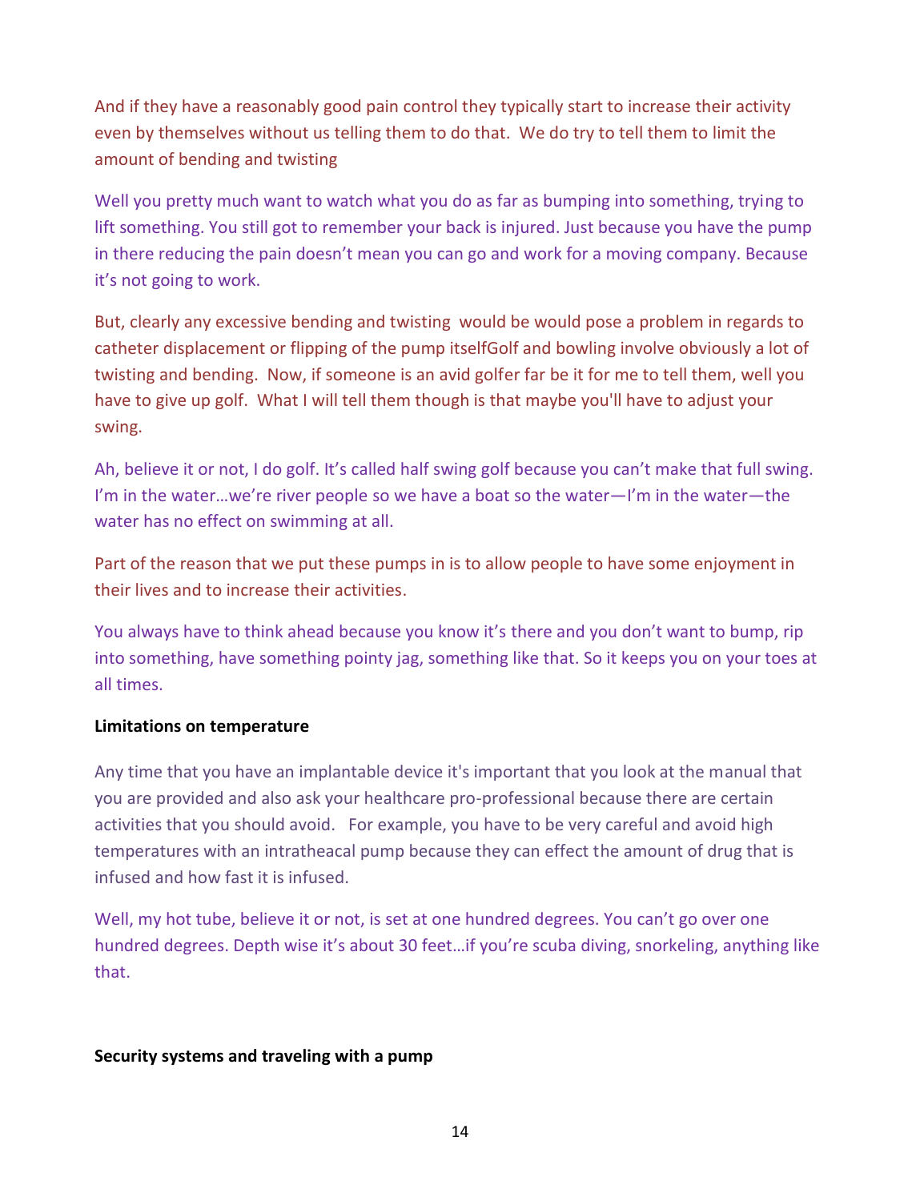And if they have a reasonably good pain control they typically start to increase their activity even by themselves without us telling them to do that. We do try to tell them to limit the amount of bending and twisting

Well you pretty much want to watch what you do as far as bumping into something, trying to lift something. You still got to remember your back is injured. Just because you have the pump in there reducing the pain doesn't mean you can go and work for a moving company. Because it's not going to work.

But, clearly any excessive bending and twisting would be would pose a problem in regards to catheter displacement or flipping of the pump itselfGolf and bowling involve obviously a lot of twisting and bending. Now, if someone is an avid golfer far be it for me to tell them, well you have to give up golf. What I will tell them though is that maybe you'll have to adjust your swing.

Ah, believe it or not, I do golf. It's called half swing golf because you can't make that full swing. I'm in the water…we're river people so we have a boat so the water—I'm in the water—the water has no effect on swimming at all.

Part of the reason that we put these pumps in is to allow people to have some enjoyment in their lives and to increase their activities.

You always have to think ahead because you know it's there and you don't want to bump, rip into something, have something pointy jag, something like that. So it keeps you on your toes at all times.

**Limitations on temperature**

Any time that you have an implantable device it's important that you look at the manual that you are provided and also ask your healthcare pro-professional because there are certain activities that you should avoid. For example, you have to be very careful and avoid high temperatures with an intratheacal pump because they can effect the amount of drug that is infused and how fast it is infused.

Well, my hot tube, believe it or not, is set at one hundred degrees. You can't go over one hundred degrees. Depth wise it's about 30 feet…if you're scuba diving, snorkeling, anything like that.

**Security systems and traveling with a pump**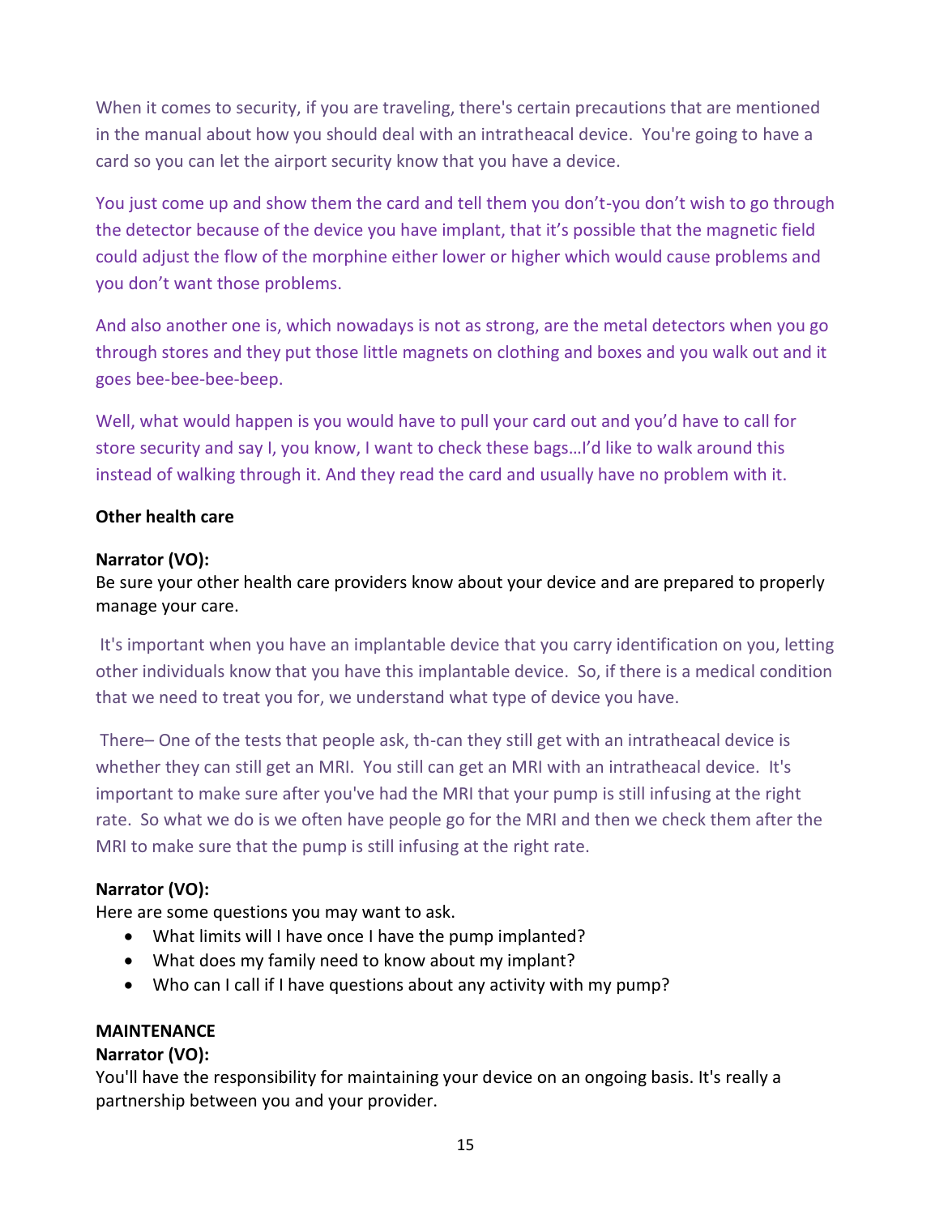When it comes to security, if you are traveling, there's certain precautions that are mentioned in the manual about how you should deal with an intratheacal device. You're going to have a card so you can let the airport security know that you have a device.

You just come up and show them the card and tell them you don't-you don't wish to go through the detector because of the device you have implant, that it's possible that the magnetic field could adjust the flow of the morphine either lower or higher which would cause problems and you don't want those problems.

And also another one is, which nowadays is not as strong, are the metal detectors when you go through stores and they put those little magnets on clothing and boxes and you walk out and it goes bee-bee-bee-beep.

Well, what would happen is you would have to pull your card out and you'd have to call for store security and say I, you know, I want to check these bags…I'd like to walk around this instead of walking through it. And they read the card and usually have no problem with it.

**Other health care**

**Narrator (VO):**
Be sure your other health care providers know about your device and are prepared to properly manage your care.

It's important when you have an implantable device that you carry identification on you, letting other individuals know that you have this implantable device. So, if there is a medical condition that we need to treat you for, we understand what type of device you have.

There– One of the tests that people ask, th-can they still get with an intratheacal device is whether they can still get an MRI. You still can get an MRI with an intratheacal device. It's important to make sure after you've had the MRI that your pump is still infusing at the right rate. So what we do is we often have people go for the MRI and then we check them after the MRI to make sure that the pump is still infusing at the right rate.

**Narrator (VO):**
Here are some questions you may want to ask.

- What limits will I have once I have the pump implanted?
- What does my family need to know about my implant?
- Who can I call if I have questions about any activity with my pump?

**MAINTENANCE**

**Narrator (VO):**
You'll have the responsibility for maintaining your device on an ongoing basis. It's really a partnership between you and your provider.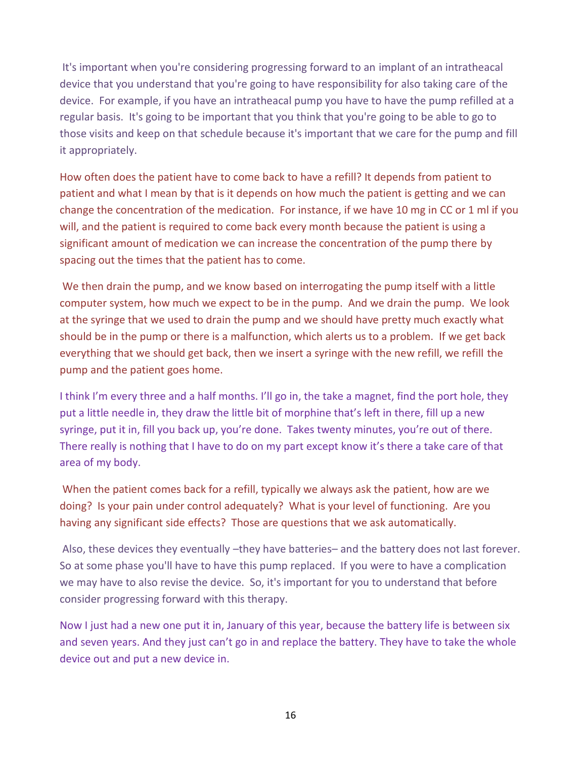It's important when you're considering progressing forward to an implant of an intratheacal device that you understand that you're going to have responsibility for also taking care of the device. For example, if you have an intratheacal pump you have to have the pump refilled at a regular basis. It's going to be important that you think that you're going to be able to go to those visits and keep on that schedule because it's important that we care for the pump and fill it appropriately.

How often does the patient have to come back to have a refill? It depends from patient to patient and what I mean by that is it depends on how much the patient is getting and we can change the concentration of the medication. For instance, if we have 10 mg in CC or 1 ml if you will, and the patient is required to come back every month because the patient is using a significant amount of medication we can increase the concentration of the pump there by spacing out the times that the patient has to come.

We then drain the pump, and we know based on interrogating the pump itself with a little computer system, how much we expect to be in the pump. And we drain the pump. We look at the syringe that we used to drain the pump and we should have pretty much exactly what should be in the pump or there is a malfunction, which alerts us to a problem. If we get back everything that we should get back, then we insert a syringe with the new refill, we refill the pump and the patient goes home.

I think I'm every three and a half months. I'll go in, the take a magnet, find the port hole, they put a little needle in, they draw the little bit of morphine that's left in there, fill up a new syringe, put it in, fill you back up, you're done. Takes twenty minutes, you're out of there. There really is nothing that I have to do on my part except know it's there a take care of that area of my body.

When the patient comes back for a refill, typically we always ask the patient, how are we doing? Is your pain under control adequately? What is your level of functioning. Are you having any significant side effects? Those are questions that we ask automatically.

Also, these devices they eventually –they have batteries– and the battery does not last forever. So at some phase you'll have to have this pump replaced. If you were to have a complication we may have to also revise the device. So, it's important for you to understand that before consider progressing forward with this therapy.

Now I just had a new one put it in, January of this year, because the battery life is between six and seven years. And they just can't go in and replace the battery. They have to take the whole device out and put a new device in.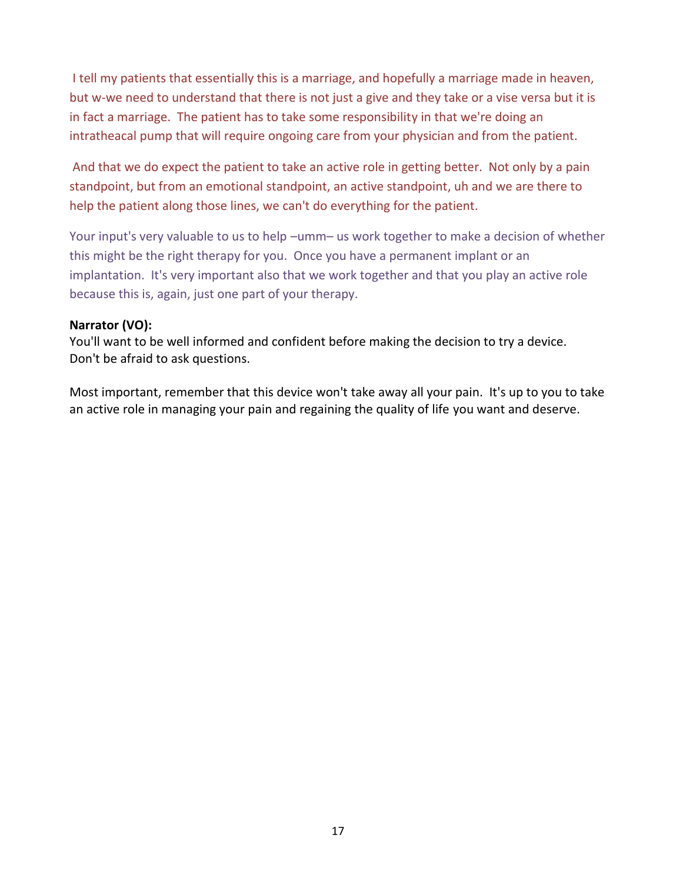I tell my patients that essentially this is a marriage, and hopefully a marriage made in heaven, but w-we need to understand that there is not just a give and they take or a vise versa but it is in fact a marriage. The patient has to take some responsibility in that we're doing an intratheacal pump that will require ongoing care from your physician and from the patient.

And that we do expect the patient to take an active role in getting better. Not only by a pain standpoint, but from an emotional standpoint, an active standpoint, uh and we are there to help the patient along those lines, we can't do everything for the patient.

Your input's very valuable to us to help –umm– us work together to make a decision of whether this might be the right therapy for you. Once you have a permanent implant or an implantation. It's very important also that we work together and that you play an active role because this is, again, just one part of your therapy.

**Narrator (VO):**
You'll want to be well informed and confident before making the decision to try a device. Don't be afraid to ask questions.

Most important, remember that this device won't take away all your pain. It's up to you to take an active role in managing your pain and regaining the quality of life you want and deserve.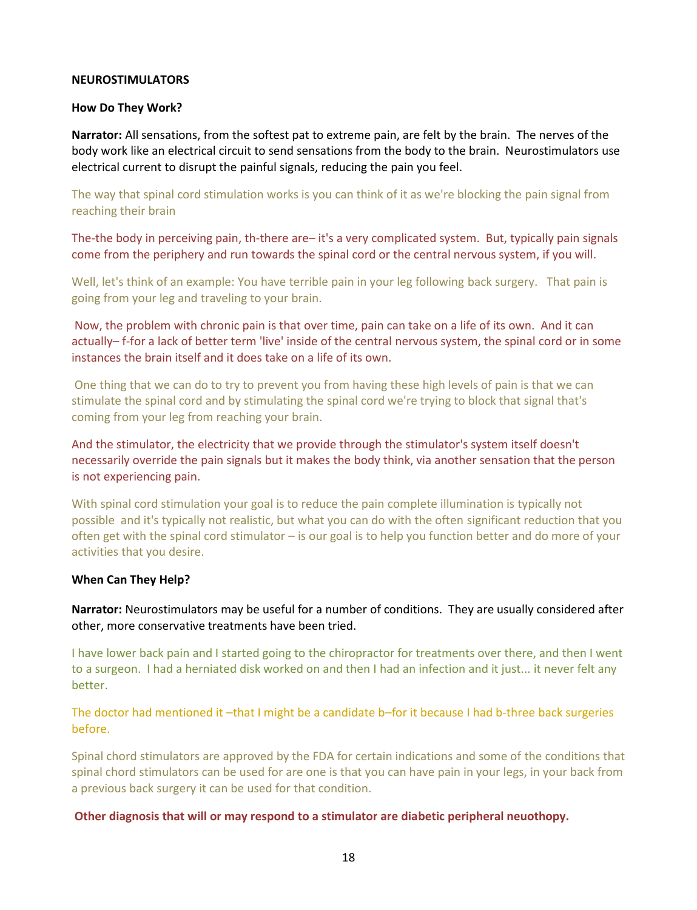**NEUROSTIMULATORS**

**How Do They Work?**

**Narrator:** All sensations, from the softest pat to extreme pain, are felt by the brain. The nerves of the body work like an electrical circuit to send sensations from the body to the brain. Neurostimulators use electrical current to disrupt the painful signals, reducing the pain you feel.

The way that spinal cord stimulation works is you can think of it as we're blocking the pain signal from reaching their brain

The-the body in perceiving pain, th-there are– it's a very complicated system. But, typically pain signals come from the periphery and run towards the spinal cord or the central nervous system, if you will.

Well, let's think of an example: You have terrible pain in your leg following back surgery. That pain is going from your leg and traveling to your brain.

Now, the problem with chronic pain is that over time, pain can take on a life of its own. And it can actually– f-for a lack of better term 'live' inside of the central nervous system, the spinal cord or in some instances the brain itself and it does take on a life of its own.

One thing that we can do to try to prevent you from having these high levels of pain is that we can stimulate the spinal cord and by stimulating the spinal cord we're trying to block that signal that's coming from your leg from reaching your brain.

And the stimulator, the electricity that we provide through the stimulator's system itself doesn't necessarily override the pain signals but it makes the body think, via another sensation that the person is not experiencing pain.

With spinal cord stimulation your goal is to reduce the pain complete illumination is typically not possible and it's typically not realistic, but what you can do with the often significant reduction that you often get with the spinal cord stimulator – is our goal is to help you function better and do more of your activities that you desire.

**When Can They Help?**

**Narrator:** Neurostimulators may be useful for a number of conditions. They are usually considered after other, more conservative treatments have been tried.

I have lower back pain and I started going to the chiropractor for treatments over there, and then I went to a surgeon. I had a herniated disk worked on and then I had an infection and it just... it never felt any better.

The doctor had mentioned it –that I might be a candidate b–for it because I had b-three back surgeries before.

Spinal chord stimulators are approved by the FDA for certain indications and some of the conditions that spinal chord stimulators can be used for are one is that you can have pain in your legs, in your back from a previous back surgery it can be used for that condition.

**Other diagnosis that will or may respond to a stimulator are diabetic peripheral neuothopy.**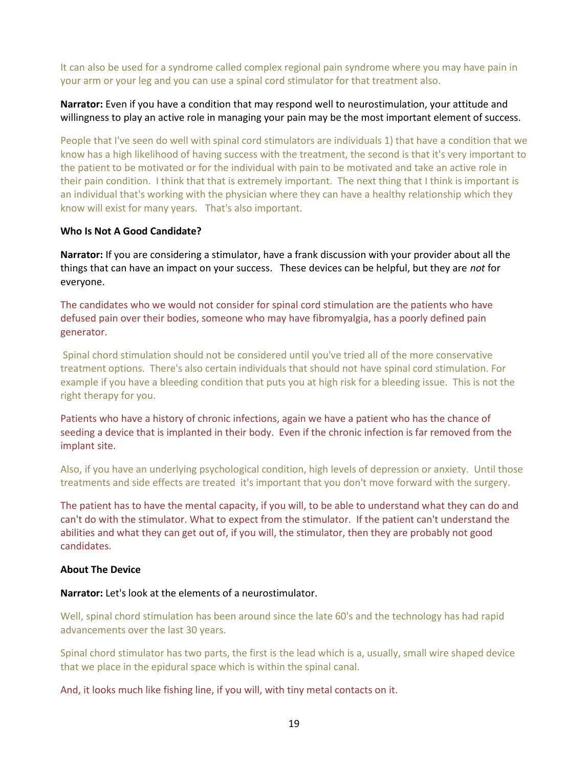It can also be used for a syndrome called complex regional pain syndrome where you may have pain in your arm or your leg and you can use a spinal cord stimulator for that treatment also.

**Narrator:** Even if you have a condition that may respond well to neurostimulation, your attitude and willingness to play an active role in managing your pain may be the most important element of success.

People that I've seen do well with spinal cord stimulators are individuals 1) that have a condition that we know has a high likelihood of having success with the treatment, the second is that it's very important to the patient to be motivated or for the individual with pain to be motivated and take an active role in their pain condition. I think that that is extremely important. The next thing that I think is important is an individual that's working with the physician where they can have a healthy relationship which they know will exist for many years. That's also important.

**Who Is Not A Good Candidate?**

**Narrator:** If you are considering a stimulator, have a frank discussion with your provider about all the things that can have an impact on your success. These devices can be helpful, but they are *not* for everyone.

The candidates who we would not consider for spinal cord stimulation are the patients who have defused pain over their bodies, someone who may have fibromyalgia, has a poorly defined pain generator.

Spinal chord stimulation should not be considered until you've tried all of the more conservative treatment options. There's also certain individuals that should not have spinal cord stimulation. For example if you have a bleeding condition that puts you at high risk for a bleeding issue. This is not the right therapy for you.

Patients who have a history of chronic infections, again we have a patient who has the chance of seeding a device that is implanted in their body. Even if the chronic infection is far removed from the implant site.

Also, if you have an underlying psychological condition, high levels of depression or anxiety. Until those treatments and side effects are treated it's important that you don't move forward with the surgery.

The patient has to have the mental capacity, if you will, to be able to understand what they can do and can't do with the stimulator. What to expect from the stimulator. If the patient can't understand the abilities and what they can get out of, if you will, the stimulator, then they are probably not good candidates.

**About The Device**

**Narrator:** Let's look at the elements of a neurostimulator.

Well, spinal chord stimulation has been around since the late 60's and the technology has had rapid advancements over the last 30 years.

Spinal chord stimulator has two parts, the first is the lead which is a, usually, small wire shaped device that we place in the epidural space which is within the spinal canal.

And, it looks much like fishing line, if you will, with tiny metal contacts on it.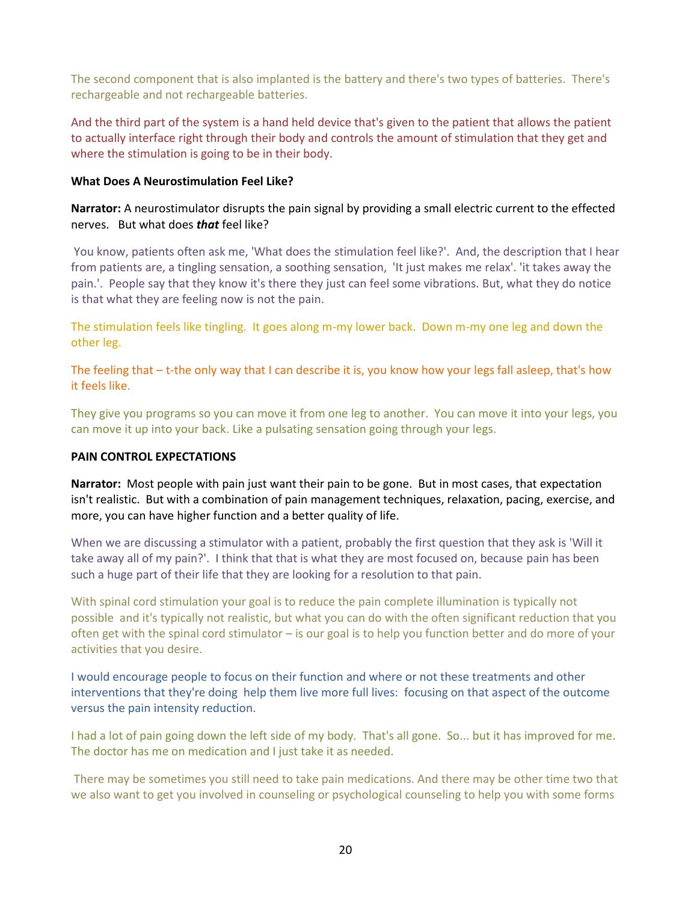The second component that is also implanted is the battery and there's two types of batteries. There's rechargeable and not rechargeable batteries.

And the third part of the system is a hand held device that's given to the patient that allows the patient to actually interface right through their body and controls the amount of stimulation that they get and where the stimulation is going to be in their body.

**What Does A Neurostimulation Feel Like?**

**Narrator:** A neurostimulator disrupts the pain signal by providing a small electric current to the effected nerves. But what does ***that*** feel like?

You know, patients often ask me, 'What does the stimulation feel like?'. And, the description that I hear from patients are, a tingling sensation, a soothing sensation, 'It just makes me relax'. 'it takes away the pain.'. People say that they know it's there they just can feel some vibrations. But, what they do notice is that what they are feeling now is not the pain.

The stimulation feels like tingling. It goes along m-my lower back. Down m-my one leg and down the other leg.

The feeling that – t-the only way that I can describe it is, you know how your legs fall asleep, that's how it feels like.

They give you programs so you can move it from one leg to another. You can move it into your legs, you can move it up into your back. Like a pulsating sensation going through your legs.

**PAIN CONTROL EXPECTATIONS**

**Narrator:** Most people with pain just want their pain to be gone. But in most cases, that expectation isn't realistic. But with a combination of pain management techniques, relaxation, pacing, exercise, and more, you can have higher function and a better quality of life.

When we are discussing a stimulator with a patient, probably the first question that they ask is 'Will it take away all of my pain?'. I think that that is what they are most focused on, because pain has been such a huge part of their life that they are looking for a resolution to that pain.

With spinal cord stimulation your goal is to reduce the pain complete illumination is typically not possible and it's typically not realistic, but what you can do with the often significant reduction that you often get with the spinal cord stimulator – is our goal is to help you function better and do more of your activities that you desire.

I would encourage people to focus on their function and where or not these treatments and other interventions that they're doing help them live more full lives: focusing on that aspect of the outcome versus the pain intensity reduction.

I had a lot of pain going down the left side of my body. That's all gone. So... but it has improved for me. The doctor has me on medication and I just take it as needed.

There may be sometimes you still need to take pain medications. And there may be other time two that we also want to get you involved in counseling or psychological counseling to help you with some forms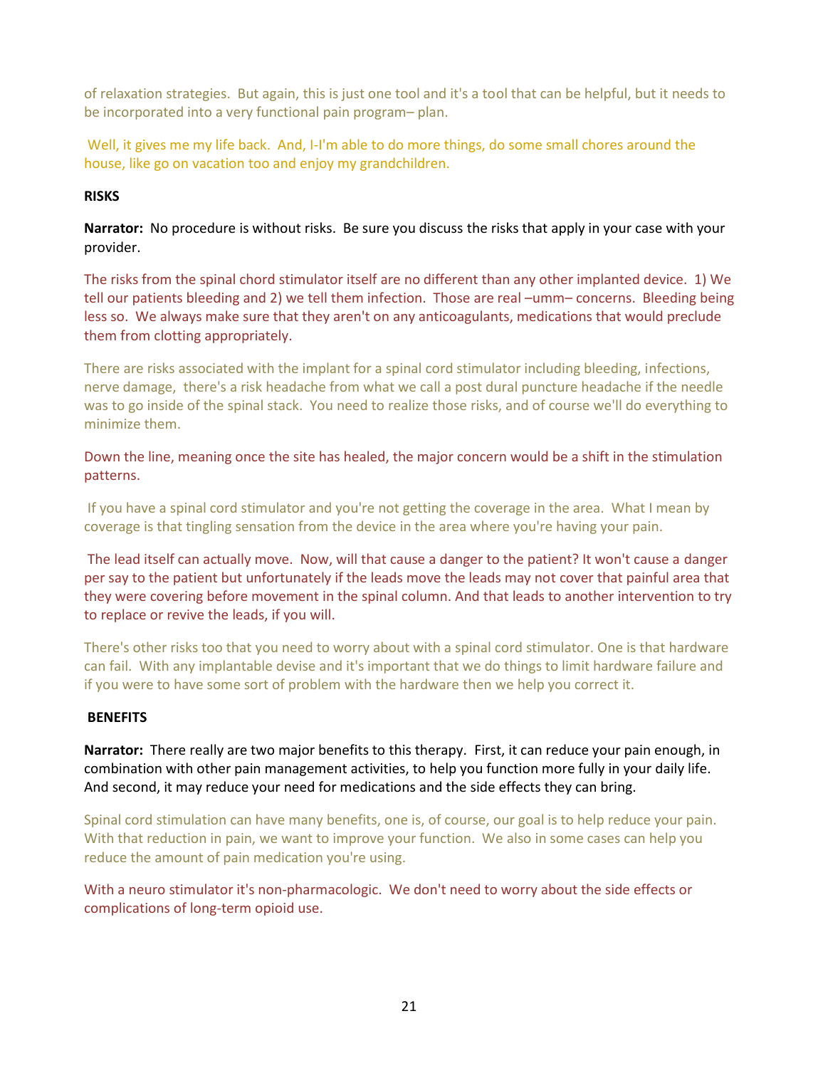of relaxation strategies. But again, this is just one tool and it's a tool that can be helpful, but it needs to be incorporated into a very functional pain program– plan.

Well, it gives me my life back. And, I-I'm able to do more things, do some small chores around the house, like go on vacation too and enjoy my grandchildren.

**RISKS**

**Narrator:** No procedure is without risks. Be sure you discuss the risks that apply in your case with your provider.

The risks from the spinal chord stimulator itself are no different than any other implanted device. 1) We tell our patients bleeding and 2) we tell them infection. Those are real –umm– concerns. Bleeding being less so. We always make sure that they aren't on any anticoagulants, medications that would preclude them from clotting appropriately.

There are risks associated with the implant for a spinal cord stimulator including bleeding, infections, nerve damage, there's a risk headache from what we call a post dural puncture headache if the needle was to go inside of the spinal stack. You need to realize those risks, and of course we'll do everything to minimize them.

Down the line, meaning once the site has healed, the major concern would be a shift in the stimulation patterns.

If you have a spinal cord stimulator and you're not getting the coverage in the area. What I mean by coverage is that tingling sensation from the device in the area where you're having your pain.

The lead itself can actually move. Now, will that cause a danger to the patient? It won't cause a danger per say to the patient but unfortunately if the leads move the leads may not cover that painful area that they were covering before movement in the spinal column. And that leads to another intervention to try to replace or revive the leads, if you will.

There's other risks too that you need to worry about with a spinal cord stimulator. One is that hardware can fail. With any implantable devise and it's important that we do things to limit hardware failure and if you were to have some sort of problem with the hardware then we help you correct it.

**BENEFITS**

**Narrator:** There really are two major benefits to this therapy. First, it can reduce your pain enough, in combination with other pain management activities, to help you function more fully in your daily life. And second, it may reduce your need for medications and the side effects they can bring.

Spinal cord stimulation can have many benefits, one is, of course, our goal is to help reduce your pain. With that reduction in pain, we want to improve your function. We also in some cases can help you reduce the amount of pain medication you're using.

With a neuro stimulator it's non-pharmacologic. We don't need to worry about the side effects or complications of long-term opioid use.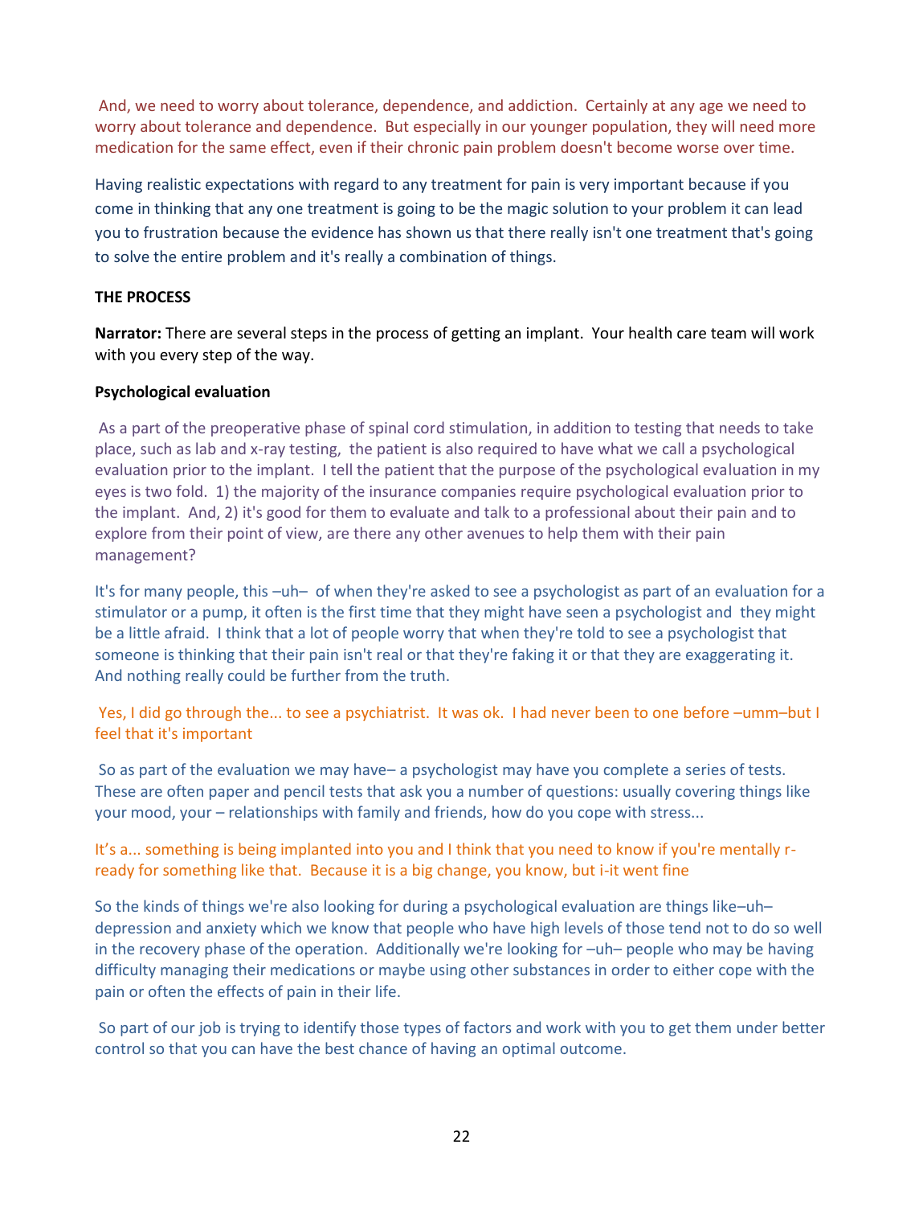And, we need to worry about tolerance, dependence, and addiction. Certainly at any age we need to worry about tolerance and dependence. But especially in our younger population, they will need more medication for the same effect, even if their chronic pain problem doesn't become worse over time.

Having realistic expectations with regard to any treatment for pain is very important because if you come in thinking that any one treatment is going to be the magic solution to your problem it can lead you to frustration because the evidence has shown us that there really isn't one treatment that's going to solve the entire problem and it's really a combination of things.

**THE PROCESS**

**Narrator:** There are several steps in the process of getting an implant. Your health care team will work with you every step of the way.

**Psychological evaluation**

As a part of the preoperative phase of spinal cord stimulation, in addition to testing that needs to take place, such as lab and x-ray testing, the patient is also required to have what we call a psychological evaluation prior to the implant. I tell the patient that the purpose of the psychological evaluation in my eyes is two fold. 1) the majority of the insurance companies require psychological evaluation prior to the implant. And, 2) it's good for them to evaluate and talk to a professional about their pain and to explore from their point of view, are there any other avenues to help them with their pain management?

It's for many people, this –uh– of when they're asked to see a psychologist as part of an evaluation for a stimulator or a pump, it often is the first time that they might have seen a psychologist and they might be a little afraid. I think that a lot of people worry that when they're told to see a psychologist that someone is thinking that their pain isn't real or that they're faking it or that they are exaggerating it. And nothing really could be further from the truth.

Yes, I did go through the... to see a psychiatrist. It was ok. I had never been to one before –umm–but I feel that it's important

So as part of the evaluation we may have– a psychologist may have you complete a series of tests. These are often paper and pencil tests that ask you a number of questions: usually covering things like your mood, your – relationships with family and friends, how do you cope with stress...

It's a... something is being implanted into you and I think that you need to know if you're mentally r-ready for something like that. Because it is a big change, you know, but i-it went fine

So the kinds of things we're also looking for during a psychological evaluation are things like–uh– depression and anxiety which we know that people who have high levels of those tend not to do so well in the recovery phase of the operation. Additionally we're looking for –uh– people who may be having difficulty managing their medications or maybe using other substances in order to either cope with the pain or often the effects of pain in their life.

So part of our job is trying to identify those types of factors and work with you to get them under better control so that you can have the best chance of having an optimal outcome.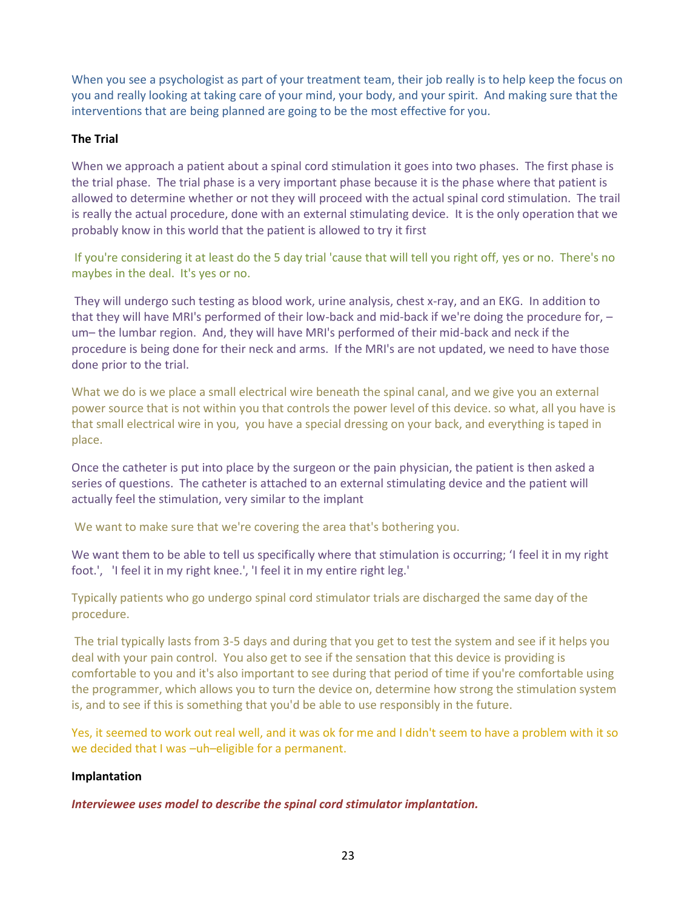When you see a psychologist as part of your treatment team, their job really is to help keep the focus on you and really looking at taking care of your mind, your body, and your spirit. And making sure that the interventions that are being planned are going to be the most effective for you.

**The Trial**

When we approach a patient about a spinal cord stimulation it goes into two phases. The first phase is the trial phase. The trial phase is a very important phase because it is the phase where that patient is allowed to determine whether or not they will proceed with the actual spinal cord stimulation. The trail is really the actual procedure, done with an external stimulating device. It is the only operation that we probably know in this world that the patient is allowed to try it first

If you're considering it at least do the 5 day trial 'cause that will tell you right off, yes or no. There's no maybes in the deal. It's yes or no.

They will undergo such testing as blood work, urine analysis, chest x-ray, and an EKG. In addition to that they will have MRI's performed of their low-back and mid-back if we're doing the procedure for, –um– the lumbar region. And, they will have MRI's performed of their mid-back and neck if the procedure is being done for their neck and arms. If the MRI's are not updated, we need to have those done prior to the trial.

What we do is we place a small electrical wire beneath the spinal canal, and we give you an external power source that is not within you that controls the power level of this device. so what, all you have is that small electrical wire in you, you have a special dressing on your back, and everything is taped in place.

Once the catheter is put into place by the surgeon or the pain physician, the patient is then asked a series of questions. The catheter is attached to an external stimulating device and the patient will actually feel the stimulation, very similar to the implant

We want to make sure that we're covering the area that's bothering you.

We want them to be able to tell us specifically where that stimulation is occurring; 'I feel it in my right foot.', 'I feel it in my right knee.', 'I feel it in my entire right leg.'

Typically patients who go undergo spinal cord stimulator trials are discharged the same day of the procedure.

The trial typically lasts from 3-5 days and during that you get to test the system and see if it helps you deal with your pain control. You also get to see if the sensation that this device is providing is comfortable to you and it's also important to see during that period of time if you're comfortable using the programmer, which allows you to turn the device on, determine how strong the stimulation system is, and to see if this is something that you'd be able to use responsibly in the future.

Yes, it seemed to work out real well, and it was ok for me and I didn't seem to have a problem with it so we decided that I was –uh–eligible for a permanent.

**Implantation**

***Interviewee uses model to describe the spinal cord stimulator implantation.***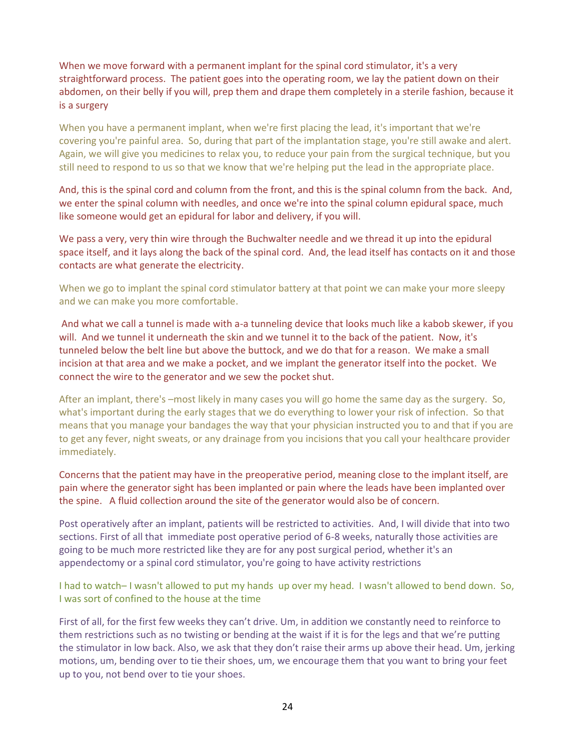When we move forward with a permanent implant for the spinal cord stimulator, it's a very straightforward process. The patient goes into the operating room, we lay the patient down on their abdomen, on their belly if you will, prep them and drape them completely in a sterile fashion, because it is a surgery

When you have a permanent implant, when we're first placing the lead, it's important that we're covering you're painful area. So, during that part of the implantation stage, you're still awake and alert. Again, we will give you medicines to relax you, to reduce your pain from the surgical technique, but you still need to respond to us so that we know that we're helping put the lead in the appropriate place.

And, this is the spinal cord and column from the front, and this is the spinal column from the back. And, we enter the spinal column with needles, and once we're into the spinal column epidural space, much like someone would get an epidural for labor and delivery, if you will.

We pass a very, very thin wire through the Buchwalter needle and we thread it up into the epidural space itself, and it lays along the back of the spinal cord. And, the lead itself has contacts on it and those contacts are what generate the electricity.

When we go to implant the spinal cord stimulator battery at that point we can make your more sleepy and we can make you more comfortable.

And what we call a tunnel is made with a-a tunneling device that looks much like a kabob skewer, if you will. And we tunnel it underneath the skin and we tunnel it to the back of the patient. Now, it's tunneled below the belt line but above the buttock, and we do that for a reason. We make a small incision at that area and we make a pocket, and we implant the generator itself into the pocket. We connect the wire to the generator and we sew the pocket shut.

After an implant, there's –most likely in many cases you will go home the same day as the surgery. So, what's important during the early stages that we do everything to lower your risk of infection. So that means that you manage your bandages the way that your physician instructed you to and that if you are to get any fever, night sweats, or any drainage from you incisions that you call your healthcare provider immediately.

Concerns that the patient may have in the preoperative period, meaning close to the implant itself, are pain where the generator sight has been implanted or pain where the leads have been implanted over the spine. A fluid collection around the site of the generator would also be of concern.

Post operatively after an implant, patients will be restricted to activities. And, I will divide that into two sections. First of all that immediate post operative period of 6-8 weeks, naturally those activities are going to be much more restricted like they are for any post surgical period, whether it's an appendectomy or a spinal cord stimulator, you're going to have activity restrictions

I had to watch– I wasn't allowed to put my hands up over my head. I wasn't allowed to bend down. So, I was sort of confined to the house at the time

First of all, for the first few weeks they can't drive. Um, in addition we constantly need to reinforce to them restrictions such as no twisting or bending at the waist if it is for the legs and that we're putting the stimulator in low back. Also, we ask that they don't raise their arms up above their head. Um, jerking motions, um, bending over to tie their shoes, um, we encourage them that you want to bring your feet up to you, not bend over to tie your shoes.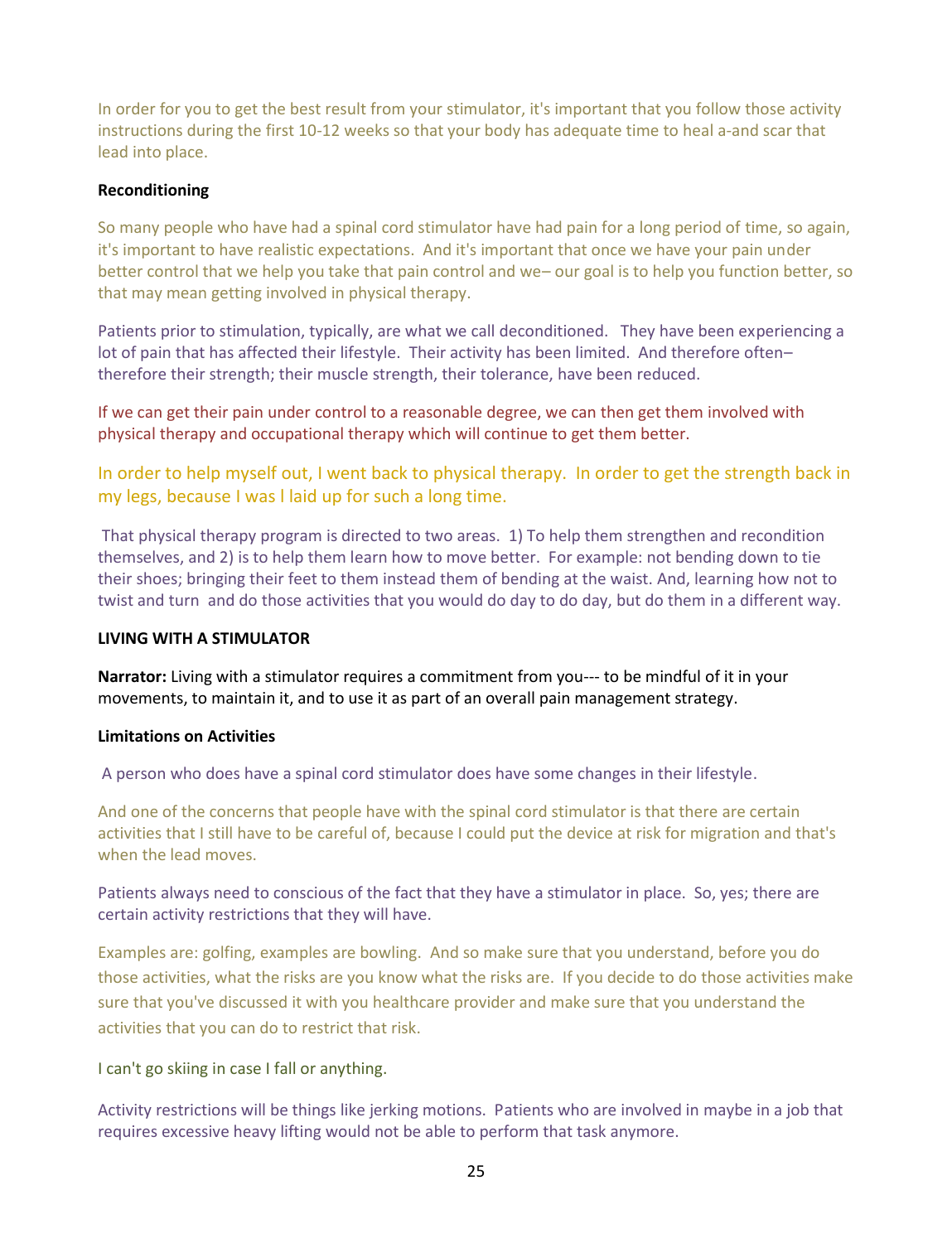In order for you to get the best result from your stimulator, it's important that you follow those activity instructions during the first 10-12 weeks so that your body has adequate time to heal a-and scar that lead into place.

**Reconditioning**

So many people who have had a spinal cord stimulator have had pain for a long period of time, so again, it's important to have realistic expectations. And it's important that once we have your pain under better control that we help you take that pain control and we– our goal is to help you function better, so that may mean getting involved in physical therapy.

Patients prior to stimulation, typically, are what we call deconditioned. They have been experiencing a lot of pain that has affected their lifestyle. Their activity has been limited. And therefore often– therefore their strength; their muscle strength, their tolerance, have been reduced.

If we can get their pain under control to a reasonable degree, we can then get them involved with physical therapy and occupational therapy which will continue to get them better.

In order to help myself out, I went back to physical therapy. In order to get the strength back in my legs, because I was l laid up for such a long time.

That physical therapy program is directed to two areas. 1) To help them strengthen and recondition themselves, and 2) is to help them learn how to move better. For example: not bending down to tie their shoes; bringing their feet to them instead them of bending at the waist. And, learning how not to twist and turn and do those activities that you would do day to do day, but do them in a different way.

**LIVING WITH A STIMULATOR**

**Narrator:** Living with a stimulator requires a commitment from you--- to be mindful of it in your movements, to maintain it, and to use it as part of an overall pain management strategy.

**Limitations on Activities**

A person who does have a spinal cord stimulator does have some changes in their lifestyle.

And one of the concerns that people have with the spinal cord stimulator is that there are certain activities that I still have to be careful of, because I could put the device at risk for migration and that's when the lead moves.

Patients always need to conscious of the fact that they have a stimulator in place. So, yes; there are certain activity restrictions that they will have.

Examples are: golfing, examples are bowling. And so make sure that you understand, before you do those activities, what the risks are you know what the risks are. If you decide to do those activities make sure that you've discussed it with you healthcare provider and make sure that you understand the activities that you can do to restrict that risk.

I can't go skiing in case I fall or anything.

Activity restrictions will be things like jerking motions. Patients who are involved in maybe in a job that requires excessive heavy lifting would not be able to perform that task anymore.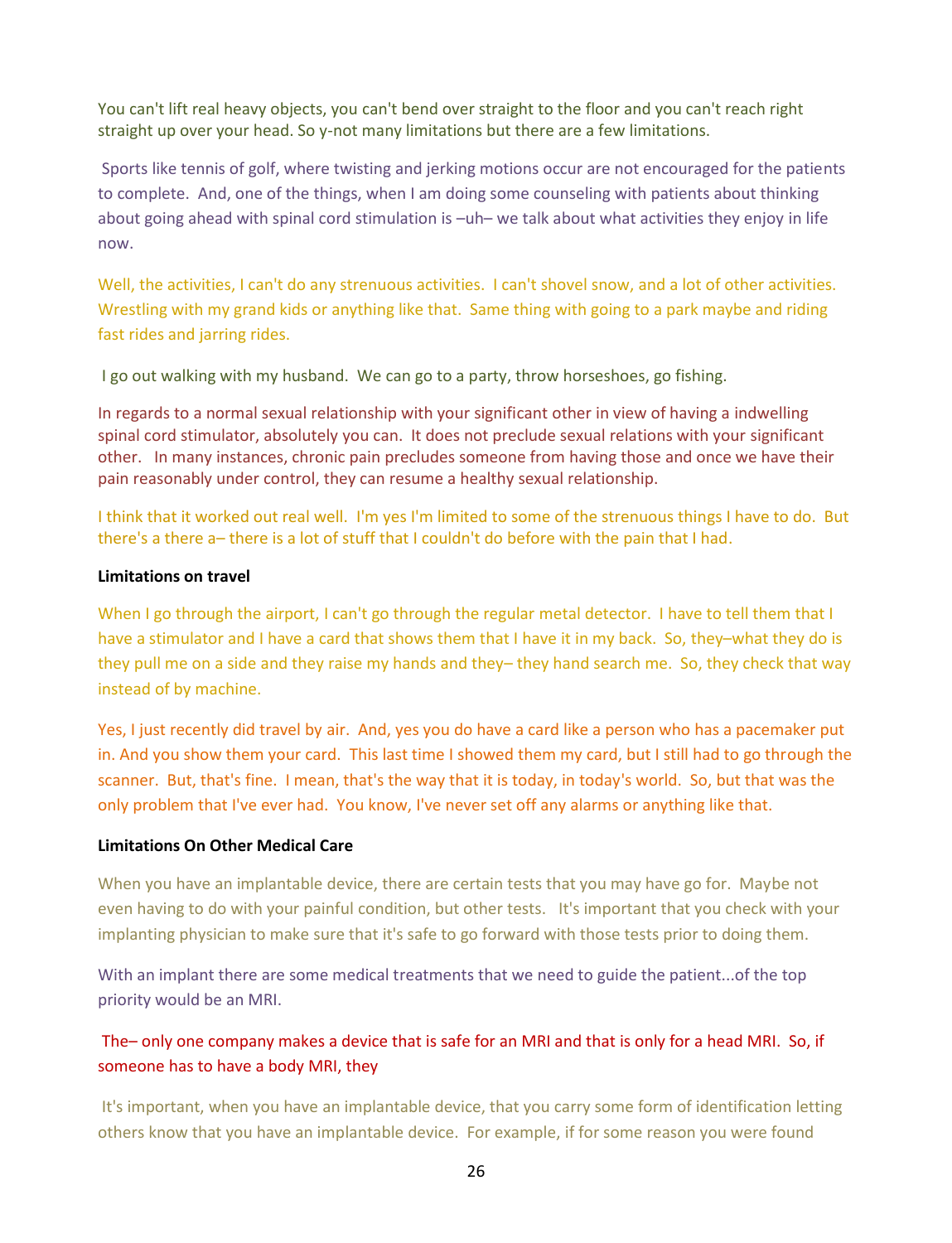You can't lift real heavy objects, you can't bend over straight to the floor and you can't reach right straight up over your head. So y-not many limitations but there are a few limitations.

Sports like tennis of golf, where twisting and jerking motions occur are not encouraged for the patients to complete. And, one of the things, when I am doing some counseling with patients about thinking about going ahead with spinal cord stimulation is –uh– we talk about what activities they enjoy in life now.

Well, the activities, I can't do any strenuous activities. I can't shovel snow, and a lot of other activities. Wrestling with my grand kids or anything like that. Same thing with going to a park maybe and riding fast rides and jarring rides.

I go out walking with my husband. We can go to a party, throw horseshoes, go fishing.

In regards to a normal sexual relationship with your significant other in view of having a indwelling spinal cord stimulator, absolutely you can. It does not preclude sexual relations with your significant other. In many instances, chronic pain precludes someone from having those and once we have their pain reasonably under control, they can resume a healthy sexual relationship.

I think that it worked out real well. I'm yes I'm limited to some of the strenuous things I have to do. But there's a there a– there is a lot of stuff that I couldn't do before with the pain that I had.

**Limitations on travel**

When I go through the airport, I can't go through the regular metal detector. I have to tell them that I have a stimulator and I have a card that shows them that I have it in my back. So, they–what they do is they pull me on a side and they raise my hands and they– they hand search me. So, they check that way instead of by machine.

Yes, I just recently did travel by air. And, yes you do have a card like a person who has a pacemaker put in. And you show them your card. This last time I showed them my card, but I still had to go through the scanner. But, that's fine. I mean, that's the way that it is today, in today's world. So, but that was the only problem that I've ever had. You know, I've never set off any alarms or anything like that.

**Limitations On Other Medical Care**

When you have an implantable device, there are certain tests that you may have go for. Maybe not even having to do with your painful condition, but other tests. It's important that you check with your implanting physician to make sure that it's safe to go forward with those tests prior to doing them.

With an implant there are some medical treatments that we need to guide the patient...of the top priority would be an MRI.

The– only one company makes a device that is safe for an MRI and that is only for a head MRI. So, if someone has to have a body MRI, they

It's important, when you have an implantable device, that you carry some form of identification letting others know that you have an implantable device. For example, if for some reason you were found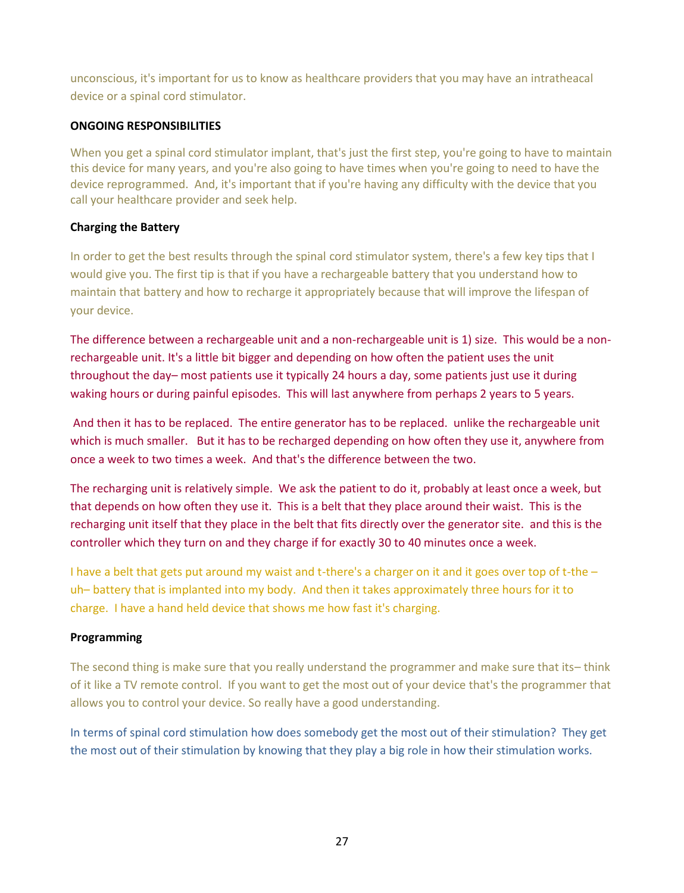unconscious, it's important for us to know as healthcare providers that you may have an intratheacal device or a spinal cord stimulator.

**ONGOING RESPONSIBILITIES**

When you get a spinal cord stimulator implant, that's just the first step, you're going to have to maintain this device for many years, and you're also going to have times when you're going to need to have the device reprogrammed. And, it's important that if you're having any difficulty with the device that you call your healthcare provider and seek help.

**Charging the Battery**

In order to get the best results through the spinal cord stimulator system, there's a few key tips that I would give you. The first tip is that if you have a rechargeable battery that you understand how to maintain that battery and how to recharge it appropriately because that will improve the lifespan of your device.

The difference between a rechargeable unit and a non-rechargeable unit is 1) size. This would be a non-rechargeable unit. It's a little bit bigger and depending on how often the patient uses the unit throughout the day– most patients use it typically 24 hours a day, some patients just use it during waking hours or during painful episodes. This will last anywhere from perhaps 2 years to 5 years.

And then it has to be replaced. The entire generator has to be replaced. unlike the rechargeable unit which is much smaller. But it has to be recharged depending on how often they use it, anywhere from once a week to two times a week. And that's the difference between the two.

The recharging unit is relatively simple. We ask the patient to do it, probably at least once a week, but that depends on how often they use it. This is a belt that they place around their waist. This is the recharging unit itself that they place in the belt that fits directly over the generator site. and this is the controller which they turn on and they charge if for exactly 30 to 40 minutes once a week.

I have a belt that gets put around my waist and t-there's a charger on it and it goes over top of t-the – uh– battery that is implanted into my body. And then it takes approximately three hours for it to charge. I have a hand held device that shows me how fast it's charging.

**Programming**

The second thing is make sure that you really understand the programmer and make sure that its– think of it like a TV remote control. If you want to get the most out of your device that's the programmer that allows you to control your device. So really have a good understanding.

In terms of spinal cord stimulation how does somebody get the most out of their stimulation? They get the most out of their stimulation by knowing that they play a big role in how their stimulation works.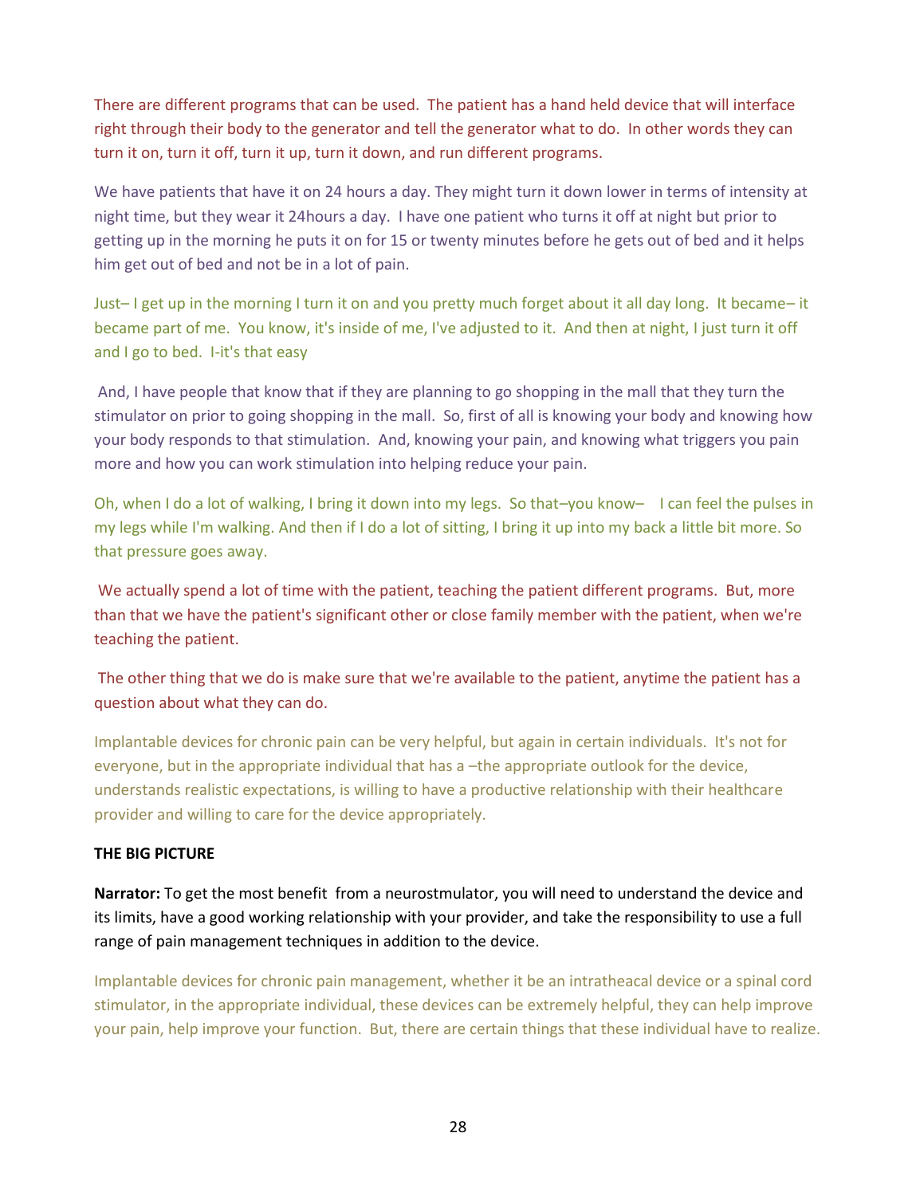There are different programs that can be used. The patient has a hand held device that will interface right through their body to the generator and tell the generator what to do. In other words they can turn it on, turn it off, turn it up, turn it down, and run different programs.

We have patients that have it on 24 hours a day. They might turn it down lower in terms of intensity at night time, but they wear it 24hours a day. I have one patient who turns it off at night but prior to getting up in the morning he puts it on for 15 or twenty minutes before he gets out of bed and it helps him get out of bed and not be in a lot of pain.

Just– I get up in the morning I turn it on and you pretty much forget about it all day long. It became– it became part of me. You know, it's inside of me, I've adjusted to it. And then at night, I just turn it off and I go to bed. I-it's that easy

And, I have people that know that if they are planning to go shopping in the mall that they turn the stimulator on prior to going shopping in the mall. So, first of all is knowing your body and knowing how your body responds to that stimulation. And, knowing your pain, and knowing what triggers you pain more and how you can work stimulation into helping reduce your pain.

Oh, when I do a lot of walking, I bring it down into my legs. So that–you know– I can feel the pulses in my legs while I'm walking. And then if I do a lot of sitting, I bring it up into my back a little bit more. So that pressure goes away.

We actually spend a lot of time with the patient, teaching the patient different programs. But, more than that we have the patient's significant other or close family member with the patient, when we're teaching the patient.

The other thing that we do is make sure that we're available to the patient, anytime the patient has a question about what they can do.

Implantable devices for chronic pain can be very helpful, but again in certain individuals. It's not for everyone, but in the appropriate individual that has a –the appropriate outlook for the device, understands realistic expectations, is willing to have a productive relationship with their healthcare provider and willing to care for the device appropriately.

**THE BIG PICTURE**

**Narrator:** To get the most benefit from a neurostmulator, you will need to understand the device and its limits, have a good working relationship with your provider, and take the responsibility to use a full range of pain management techniques in addition to the device.

Implantable devices for chronic pain management, whether it be an intratheacal device or a spinal cord stimulator, in the appropriate individual, these devices can be extremely helpful, they can help improve your pain, help improve your function. But, there are certain things that these individual have to realize.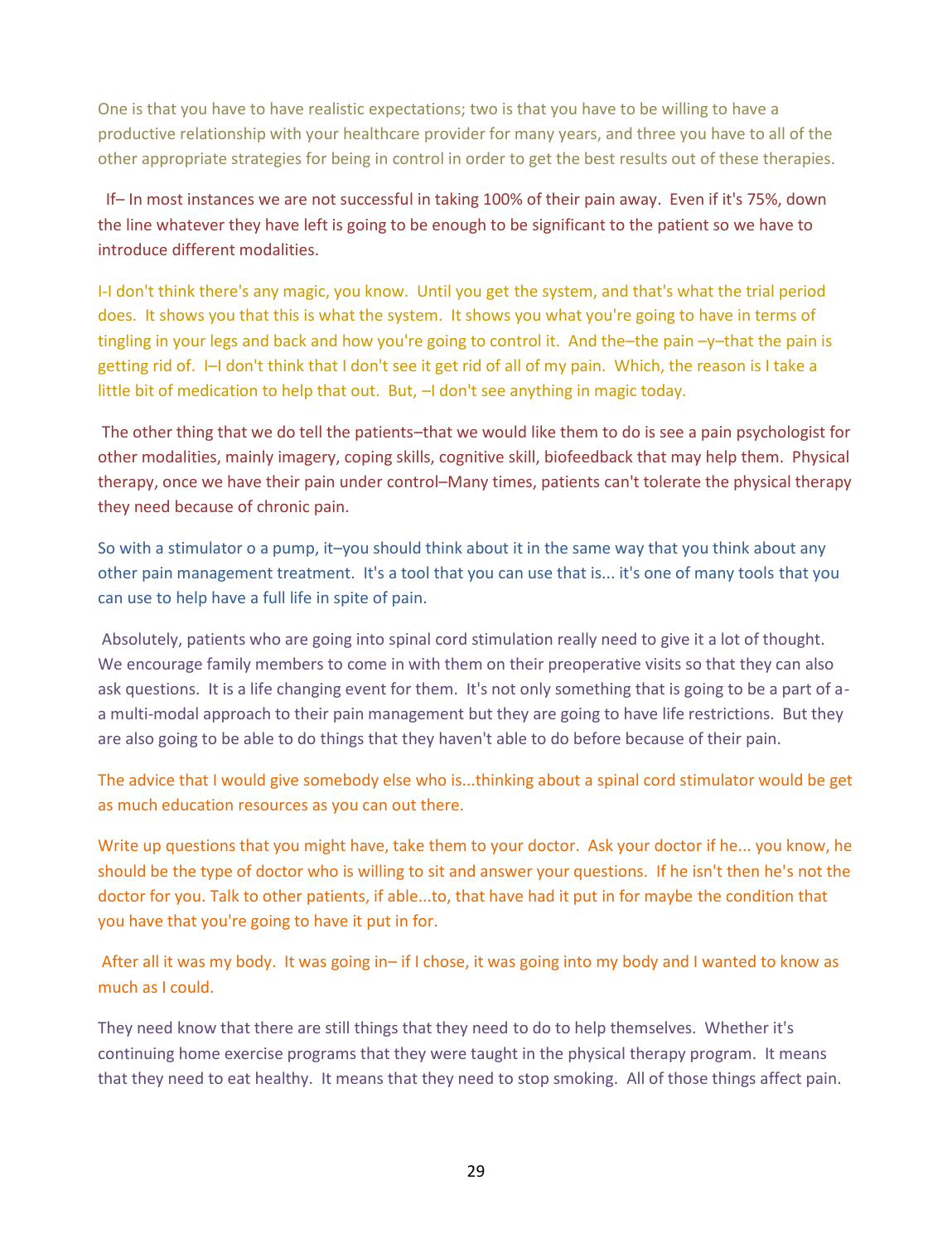One is that you have to have realistic expectations; two is that you have to be willing to have a productive relationship with your healthcare provider for many years, and three you have to all of the other appropriate strategies for being in control in order to get the best results out of these therapies.

If– In most instances we are not successful in taking 100% of their pain away. Even if it's 75%, down the line whatever they have left is going to be enough to be significant to the patient so we have to introduce different modalities.

I-I don't think there's any magic, you know. Until you get the system, and that's what the trial period does. It shows you that this is what the system. It shows you what you're going to have in terms of tingling in your legs and back and how you're going to control it. And the–the pain –y–that the pain is getting rid of. I–I don't think that I don't see it get rid of all of my pain. Which, the reason is I take a little bit of medication to help that out. But, –I don't see anything in magic today.

The other thing that we do tell the patients–that we would like them to do is see a pain psychologist for other modalities, mainly imagery, coping skills, cognitive skill, biofeedback that may help them. Physical therapy, once we have their pain under control–Many times, patients can't tolerate the physical therapy they need because of chronic pain.

So with a stimulator o a pump, it–you should think about it in the same way that you think about any other pain management treatment. It's a tool that you can use that is... it's one of many tools that you can use to help have a full life in spite of pain.

Absolutely, patients who are going into spinal cord stimulation really need to give it a lot of thought. We encourage family members to come in with them on their preoperative visits so that they can also ask questions. It is a life changing event for them. It's not only something that is going to be a part of a-a multi-modal approach to their pain management but they are going to have life restrictions. But they are also going to be able to do things that they haven't able to do before because of their pain.

The advice that I would give somebody else who is...thinking about a spinal cord stimulator would be get as much education resources as you can out there.

Write up questions that you might have, take them to your doctor. Ask your doctor if he... you know, he should be the type of doctor who is willing to sit and answer your questions. If he isn't then he's not the doctor for you. Talk to other patients, if able...to, that have had it put in for maybe the condition that you have that you're going to have it put in for.

After all it was my body. It was going in– if I chose, it was going into my body and I wanted to know as much as I could.

They need know that there are still things that they need to do to help themselves. Whether it's continuing home exercise programs that they were taught in the physical therapy program. It means that they need to eat healthy. It means that they need to stop smoking. All of those things affect pain.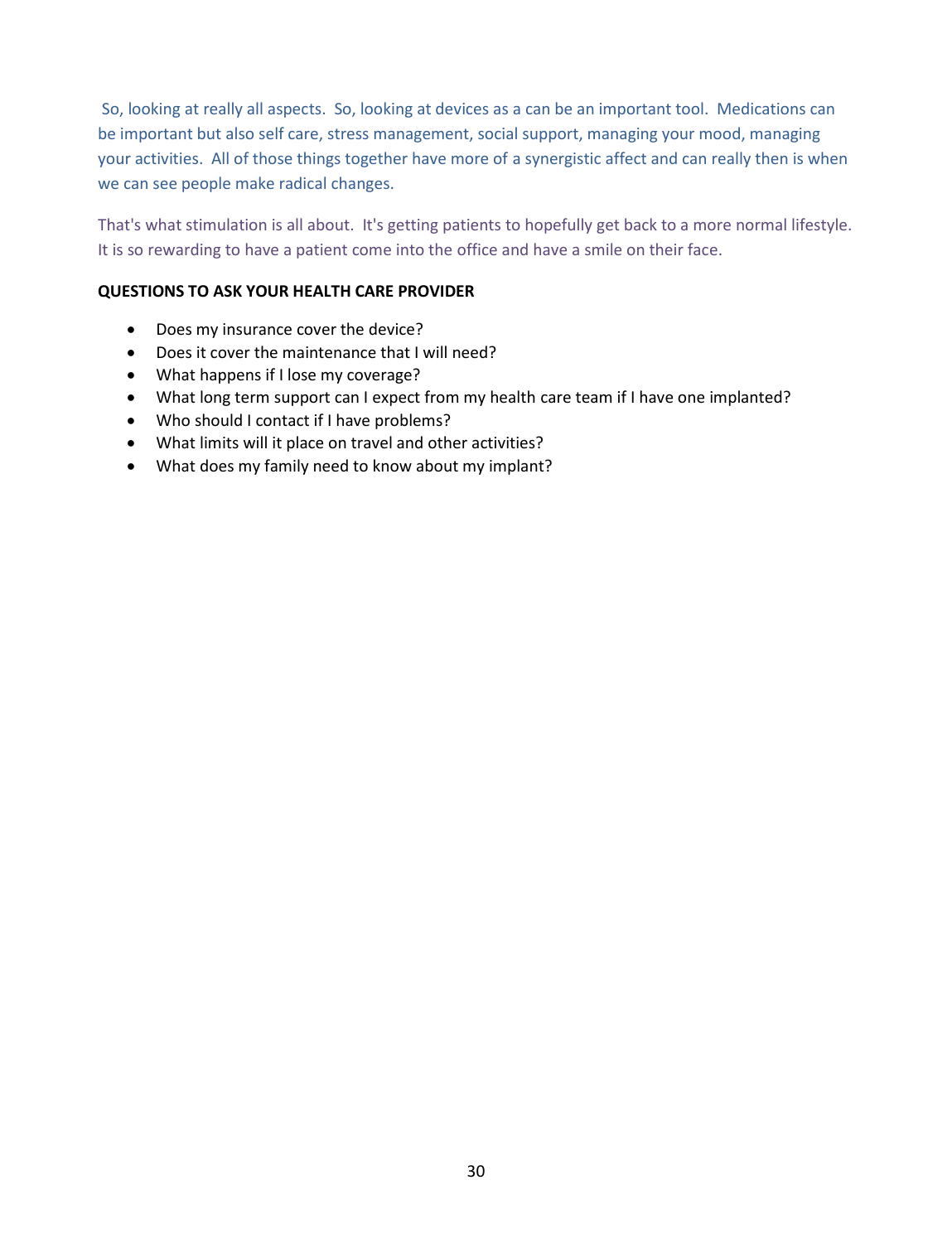So, looking at really all aspects. So, looking at devices as a can be an important tool. Medications can be important but also self care, stress management, social support, managing your mood, managing your activities. All of those things together have more of a synergistic affect and can really then is when we can see people make radical changes.

That's what stimulation is all about. It's getting patients to hopefully get back to a more normal lifestyle. It is so rewarding to have a patient come into the office and have a smile on their face.

**QUESTIONS TO ASK YOUR HEALTH CARE PROVIDER**

- Does my insurance cover the device?
- Does it cover the maintenance that I will need?
- What happens if I lose my coverage?
- What long term support can I expect from my health care team if I have one implanted?
- Who should I contact if I have problems?
- What limits will it place on travel and other activities?
- What does my family need to know about my implant?